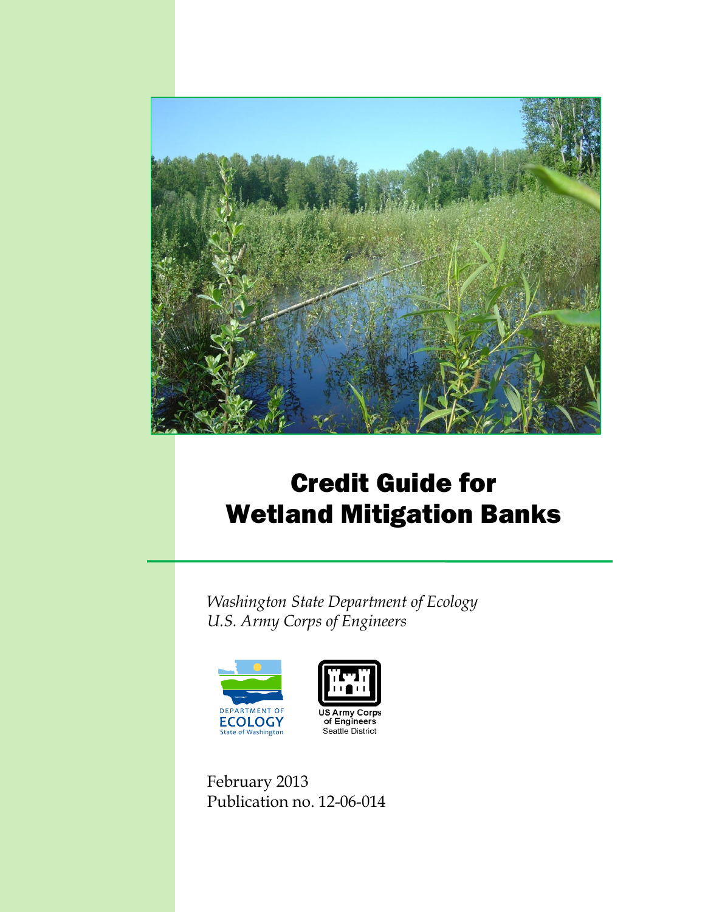# Credit Guide for Wetland Mitigation Banks

*Washington State Department of Ecology*
*U.S. Army Corps of Engineers*

DEPARTMENT OF ECOLOGY
State of Washington

US Army Corps of Engineers
Seattle District

February 2013
Publication no. 12-06-014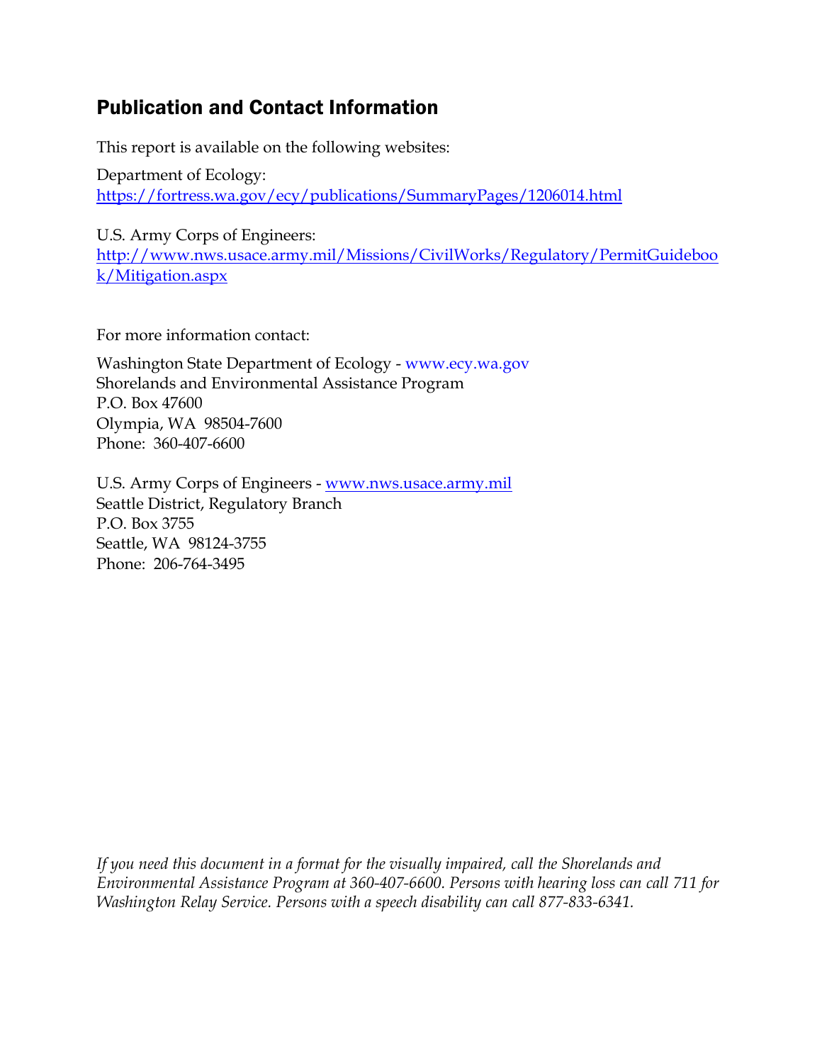## Publication and Contact Information

This report is available on the following websites:

Department of Ecology:
https://fortress.wa.gov/ecy/publications/SummaryPages/1206014.html

U.S. Army Corps of Engineers:
http://www.nws.usace.army.mil/Missions/CivilWorks/Regulatory/PermitGuidebook/Mitigation.aspx

For more information contact:

Washington State Department of Ecology - www.ecy.wa.gov
Shorelands and Environmental Assistance Program
P.O. Box 47600
Olympia, WA 98504-7600
Phone: 360-407-6600

U.S. Army Corps of Engineers - www.nws.usace.army.mil
Seattle District, Regulatory Branch
P.O. Box 3755
Seattle, WA 98124-3755
Phone: 206-764-3495

*If you need this document in a format for the visually impaired, call the Shorelands and Environmental Assistance Program at 360-407-6600. Persons with hearing loss can call 711 for Washington Relay Service. Persons with a speech disability can call 877-833-6341.*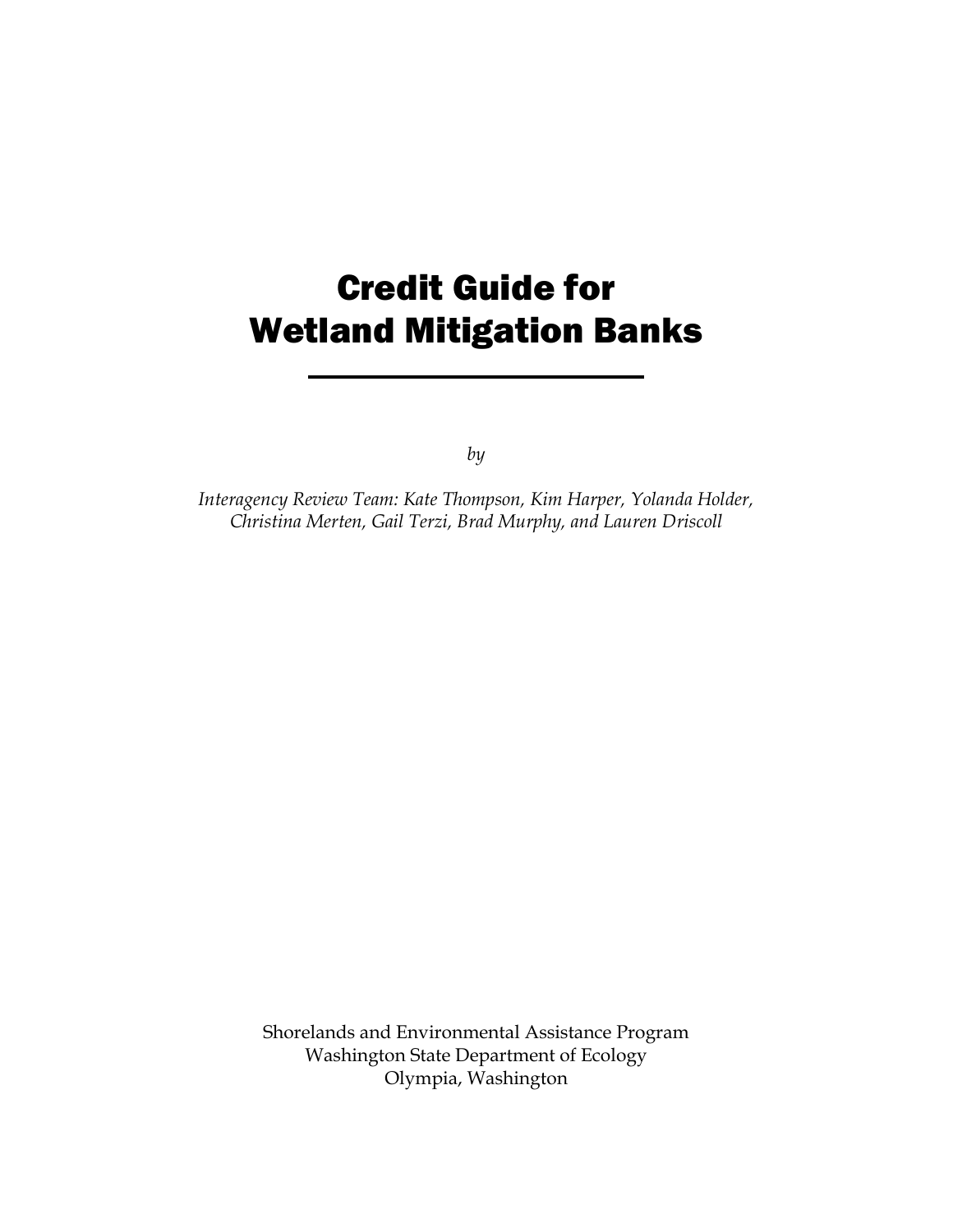# Credit Guide for Wetland Mitigation Banks

*by*

*Interagency Review Team: Kate Thompson, Kim Harper, Yolanda Holder, Christina Merten, Gail Terzi, Brad Murphy, and Lauren Driscoll*

Shorelands and Environmental Assistance Program
Washington State Department of Ecology
Olympia, Washington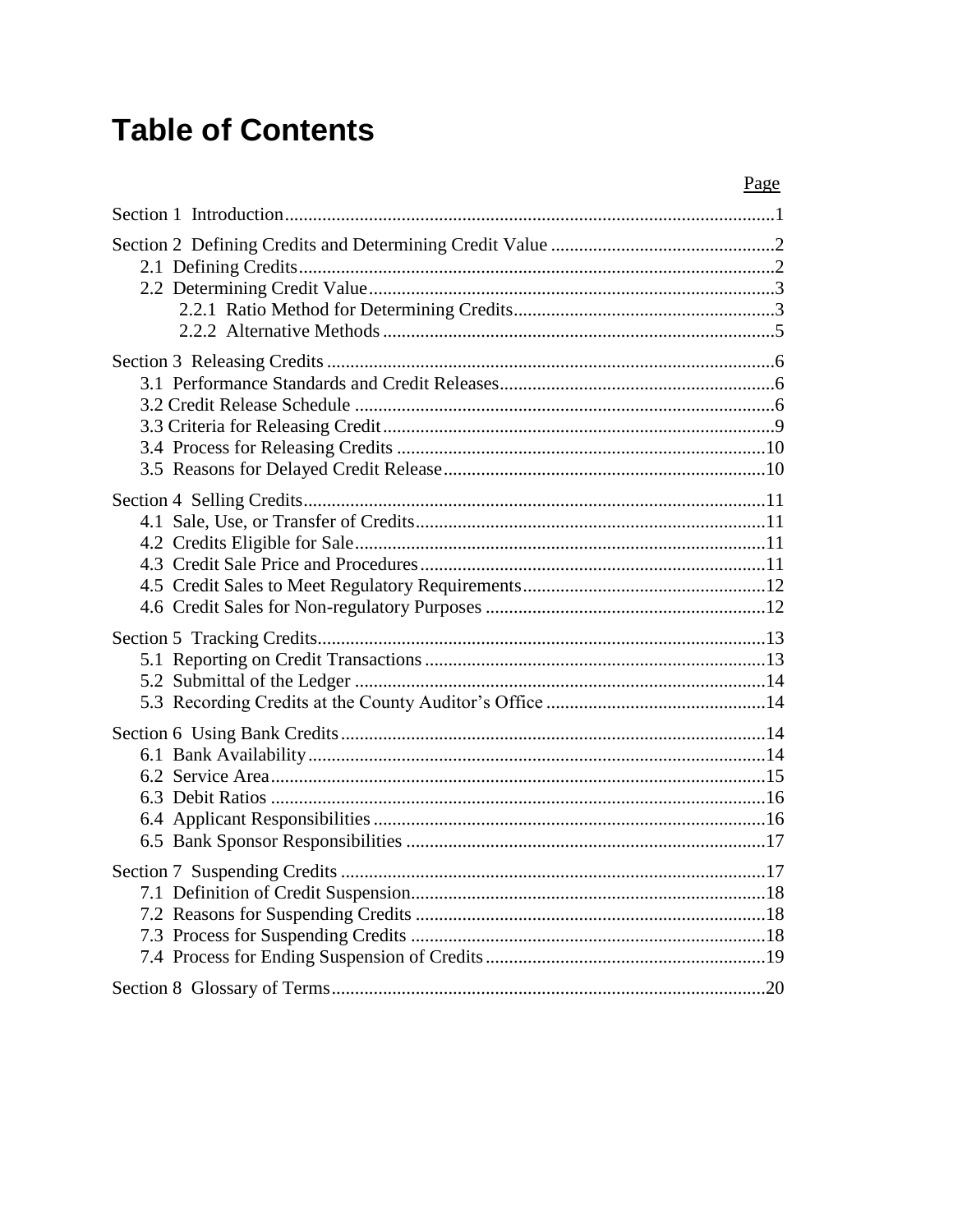# Table of Contents

Page

Section 1 Introduction ........................................................................................................ 1

Section 2 Defining Credits and Determining Credit Value ................................................ 2
- 2.1 Defining Credits ..................................................................................................... 2
- 2.2 Determining Credit Value ...................................................................................... 3
  - 2.2.1 Ratio Method for Determining Credits ........................................................ 3
  - 2.2.2 Alternative Methods ................................................................................... 5

Section 3 Releasing Credits ................................................................................................ 6
- 3.1 Performance Standards and Credit Releases ........................................................... 6
- 3.2 Credit Release Schedule ......................................................................................... 6
- 3.3 Criteria for Releasing Credit ................................................................................... 9
- 3.4 Process for Releasing Credits ............................................................................... 10
- 3.5 Reasons for Delayed Credit Release ..................................................................... 10

Section 4 Selling Credits ................................................................................................... 11
- 4.1 Sale, Use, or Transfer of Credits ........................................................................... 11
- 4.2 Credits Eligible for Sale ........................................................................................ 11
- 4.3 Credit Sale Price and Procedures .......................................................................... 11
- 4.5 Credit Sales to Meet Regulatory Requirements .................................................... 12
- 4.6 Credit Sales for Non-regulatory Purposes ............................................................ 12

Section 5 Tracking Credits ................................................................................................ 13
- 5.1 Reporting on Credit Transactions ......................................................................... 13
- 5.2 Submittal of the Ledger ........................................................................................ 14
- 5.3 Recording Credits at the County Auditor's Office ............................................... 14

Section 6 Using Bank Credits ........................................................................................... 14
- 6.1 Bank Availability .................................................................................................. 14
- 6.2 Service Area .......................................................................................................... 15
- 6.3 Debit Ratios .......................................................................................................... 16
- 6.4 Applicant Responsibilities .................................................................................... 16
- 6.5 Bank Sponsor Responsibilities ............................................................................. 17

Section 7 Suspending Credits ........................................................................................... 17
- 7.1 Definition of Credit Suspension ............................................................................ 18
- 7.2 Reasons for Suspending Credits ........................................................................... 18
- 7.3 Process for Suspending Credits ............................................................................ 18
- 7.4 Process for Ending Suspension of Credits ............................................................ 19

Section 8 Glossary of Terms ............................................................................................. 20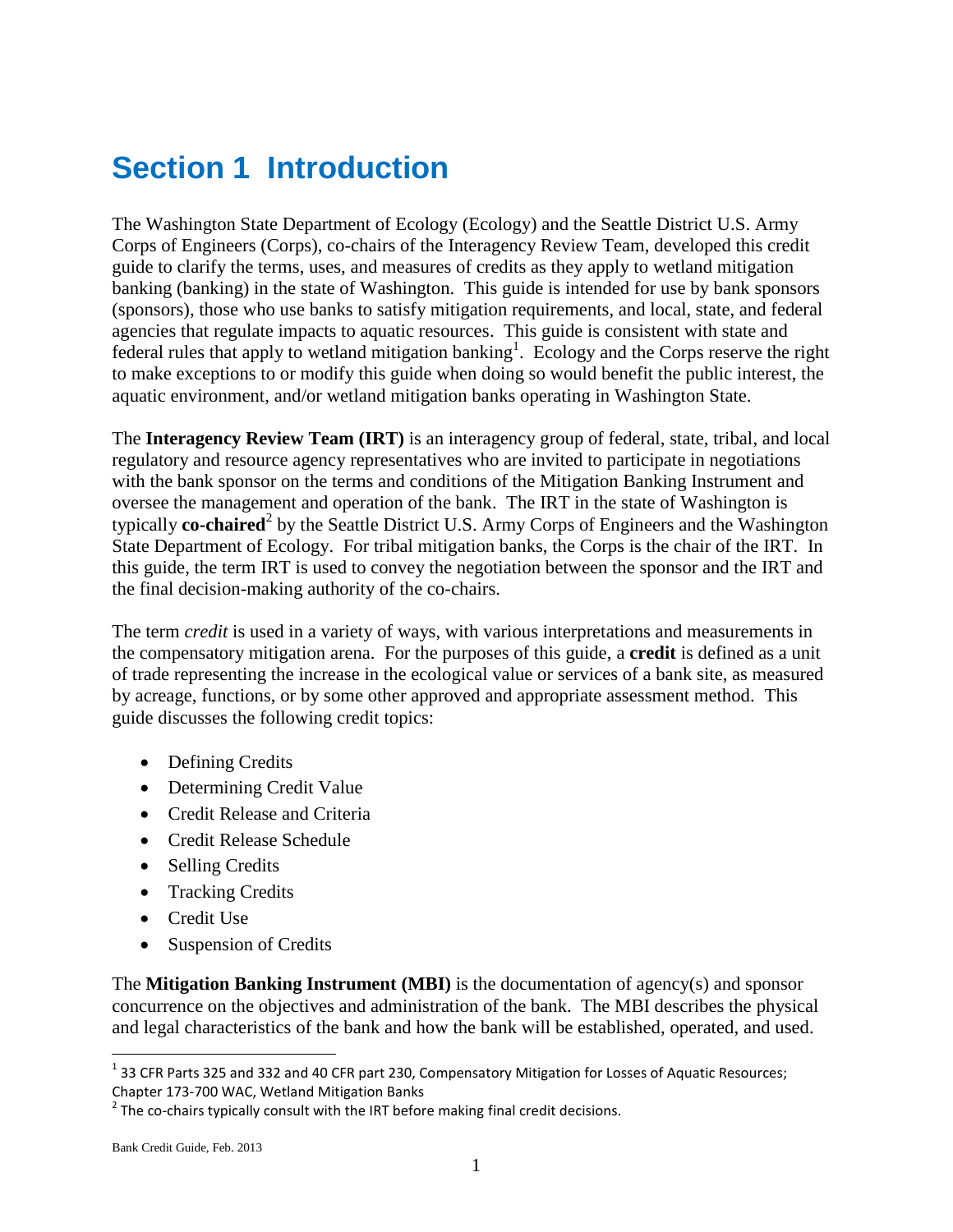# Section 1 Introduction

The Washington State Department of Ecology (Ecology) and the Seattle District U.S. Army Corps of Engineers (Corps), co-chairs of the Interagency Review Team, developed this credit guide to clarify the terms, uses, and measures of credits as they apply to wetland mitigation banking (banking) in the state of Washington. This guide is intended for use by bank sponsors (sponsors), those who use banks to satisfy mitigation requirements, and local, state, and federal agencies that regulate impacts to aquatic resources. This guide is consistent with state and federal rules that apply to wetland mitigation banking[1]. Ecology and the Corps reserve the right to make exceptions to or modify this guide when doing so would benefit the public interest, the aquatic environment, and/or wetland mitigation banks operating in Washington State.

The **Interagency Review Team (IRT)** is an interagency group of federal, state, tribal, and local regulatory and resource agency representatives who are invited to participate in negotiations with the bank sponsor on the terms and conditions of the Mitigation Banking Instrument and oversee the management and operation of the bank. The IRT in the state of Washington is typically **co-chaired**[2] by the Seattle District U.S. Army Corps of Engineers and the Washington State Department of Ecology. For tribal mitigation banks, the Corps is the chair of the IRT. In this guide, the term IRT is used to convey the negotiation between the sponsor and the IRT and the final decision-making authority of the co-chairs.

The term *credit* is used in a variety of ways, with various interpretations and measurements in the compensatory mitigation arena. For the purposes of this guide, a **credit** is defined as a unit of trade representing the increase in the ecological value or services of a bank site, as measured by acreage, functions, or by some other approved and appropriate assessment method. This guide discusses the following credit topics:

- Defining Credits
- Determining Credit Value
- Credit Release and Criteria
- Credit Release Schedule
- Selling Credits
- Tracking Credits
- Credit Use
- Suspension of Credits

The **Mitigation Banking Instrument (MBI)** is the documentation of agency(s) and sponsor concurrence on the objectives and administration of the bank. The MBI describes the physical and legal characteristics of the bank and how the bank will be established, operated, and used.

[1] 33 CFR Parts 325 and 332 and 40 CFR part 230, Compensatory Mitigation for Losses of Aquatic Resources; Chapter 173-700 WAC, Wetland Mitigation Banks

[2] The co-chairs typically consult with the IRT before making final credit decisions.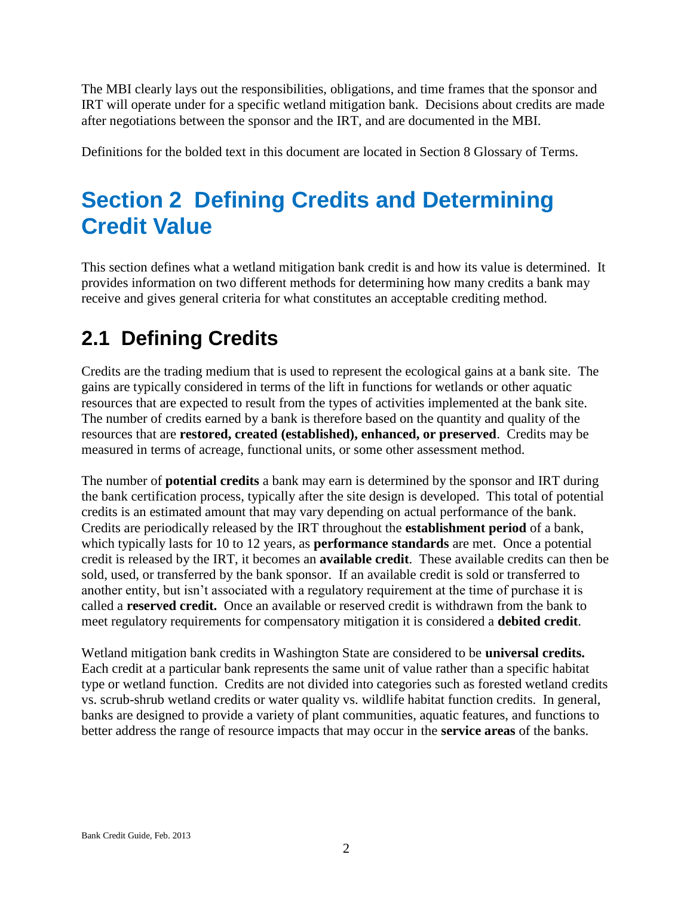The MBI clearly lays out the responsibilities, obligations, and time frames that the sponsor and IRT will operate under for a specific wetland mitigation bank. Decisions about credits are made after negotiations between the sponsor and the IRT, and are documented in the MBI.

Definitions for the bolded text in this document are located in Section 8 Glossary of Terms.

# Section 2 Defining Credits and Determining Credit Value

This section defines what a wetland mitigation bank credit is and how its value is determined. It provides information on two different methods for determining how many credits a bank may receive and gives general criteria for what constitutes an acceptable crediting method.

## 2.1 Defining Credits

Credits are the trading medium that is used to represent the ecological gains at a bank site. The gains are typically considered in terms of the lift in functions for wetlands or other aquatic resources that are expected to result from the types of activities implemented at the bank site. The number of credits earned by a bank is therefore based on the quantity and quality of the resources that are **restored, created (established), enhanced, or preserved**. Credits may be measured in terms of acreage, functional units, or some other assessment method.

The number of **potential credits** a bank may earn is determined by the sponsor and IRT during the bank certification process, typically after the site design is developed. This total of potential credits is an estimated amount that may vary depending on actual performance of the bank. Credits are periodically released by the IRT throughout the **establishment period** of a bank, which typically lasts for 10 to 12 years, as **performance standards** are met. Once a potential credit is released by the IRT, it becomes an **available credit**. These available credits can then be sold, used, or transferred by the bank sponsor. If an available credit is sold or transferred to another entity, but isn't associated with a regulatory requirement at the time of purchase it is called a **reserved credit.** Once an available or reserved credit is withdrawn from the bank to meet regulatory requirements for compensatory mitigation it is considered a **debited credit**.

Wetland mitigation bank credits in Washington State are considered to be **universal credits.** Each credit at a particular bank represents the same unit of value rather than a specific habitat type or wetland function. Credits are not divided into categories such as forested wetland credits vs. scrub-shrub wetland credits or water quality vs. wildlife habitat function credits. In general, banks are designed to provide a variety of plant communities, aquatic features, and functions to better address the range of resource impacts that may occur in the **service areas** of the banks.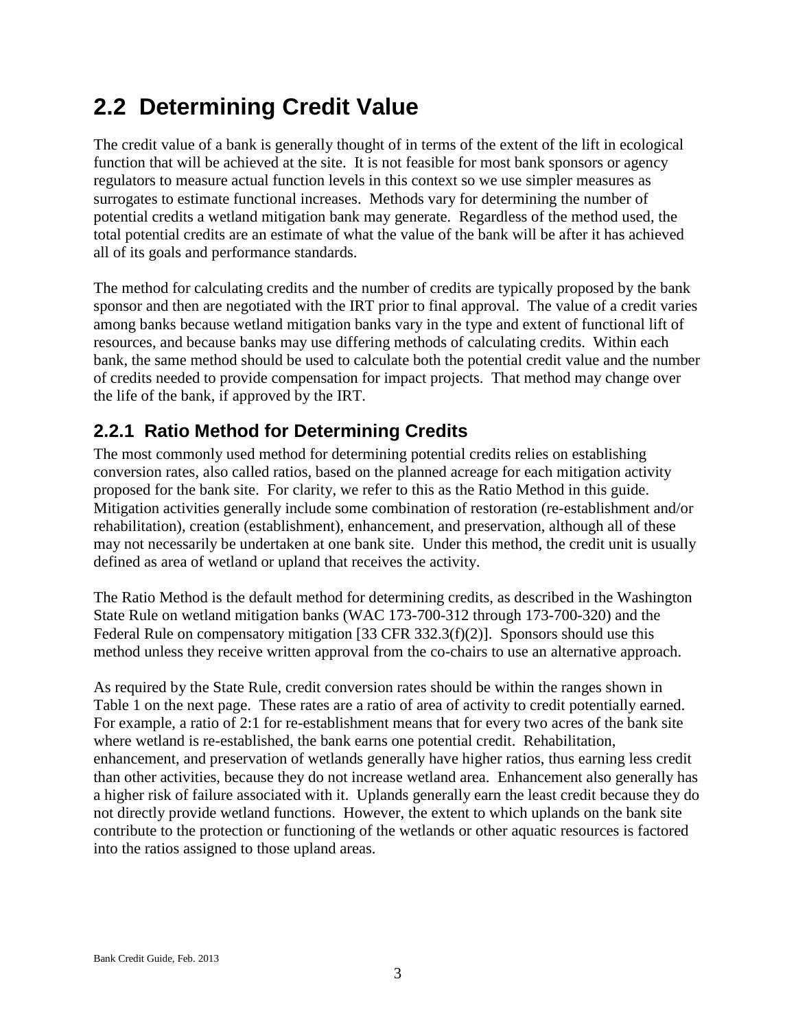## 2.2 Determining Credit Value

The credit value of a bank is generally thought of in terms of the extent of the lift in ecological function that will be achieved at the site. It is not feasible for most bank sponsors or agency regulators to measure actual function levels in this context so we use simpler measures as surrogates to estimate functional increases. Methods vary for determining the number of potential credits a wetland mitigation bank may generate. Regardless of the method used, the total potential credits are an estimate of what the value of the bank will be after it has achieved all of its goals and performance standards.

The method for calculating credits and the number of credits are typically proposed by the bank sponsor and then are negotiated with the IRT prior to final approval. The value of a credit varies among banks because wetland mitigation banks vary in the type and extent of functional lift of resources, and because banks may use differing methods of calculating credits. Within each bank, the same method should be used to calculate both the potential credit value and the number of credits needed to provide compensation for impact projects. That method may change over the life of the bank, if approved by the IRT.

### 2.2.1 Ratio Method for Determining Credits

The most commonly used method for determining potential credits relies on establishing conversion rates, also called ratios, based on the planned acreage for each mitigation activity proposed for the bank site. For clarity, we refer to this as the Ratio Method in this guide. Mitigation activities generally include some combination of restoration (re-establishment and/or rehabilitation), creation (establishment), enhancement, and preservation, although all of these may not necessarily be undertaken at one bank site. Under this method, the credit unit is usually defined as area of wetland or upland that receives the activity.

The Ratio Method is the default method for determining credits, as described in the Washington State Rule on wetland mitigation banks (WAC 173-700-312 through 173-700-320) and the Federal Rule on compensatory mitigation [33 CFR 332.3(f)(2)]. Sponsors should use this method unless they receive written approval from the co-chairs to use an alternative approach.

As required by the State Rule, credit conversion rates should be within the ranges shown in Table 1 on the next page. These rates are a ratio of area of activity to credit potentially earned. For example, a ratio of 2:1 for re-establishment means that for every two acres of the bank site where wetland is re-established, the bank earns one potential credit. Rehabilitation, enhancement, and preservation of wetlands generally have higher ratios, thus earning less credit than other activities, because they do not increase wetland area. Enhancement also generally has a higher risk of failure associated with it. Uplands generally earn the least credit because they do not directly provide wetland functions. However, the extent to which uplands on the bank site contribute to the protection or functioning of the wetlands or other aquatic resources is factored into the ratios assigned to those upland areas.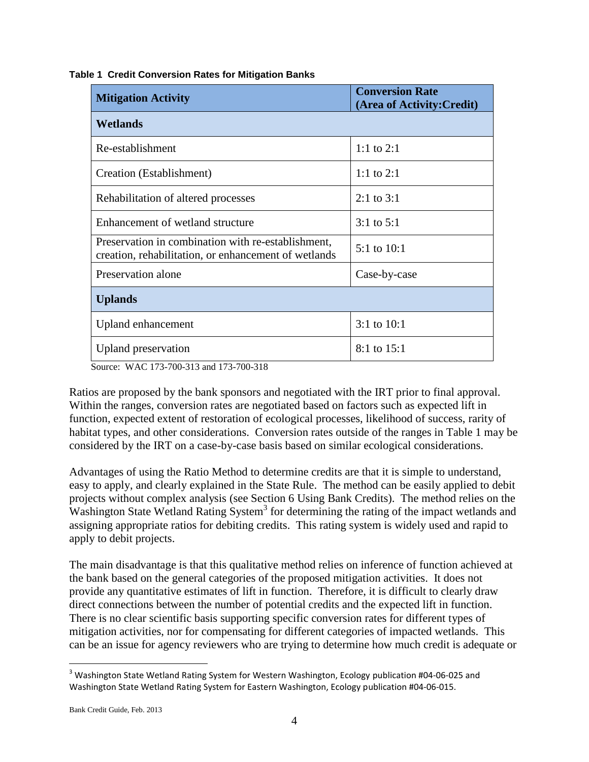**Table 1 Credit Conversion Rates for Mitigation Banks**

| Mitigation Activity | Conversion Rate (Area of Activity:Credit) |
|---|---|
| **Wetlands** | |
| Re-establishment | 1:1 to 2:1 |
| Creation (Establishment) | 1:1 to 2:1 |
| Rehabilitation of altered processes | 2:1 to 3:1 |
| Enhancement of wetland structure | 3:1 to 5:1 |
| Preservation in combination with re-establishment, creation, rehabilitation, or enhancement of wetlands | 5:1 to 10:1 |
| Preservation alone | Case-by-case |
| **Uplands** | |
| Upland enhancement | 3:1 to 10:1 |
| Upland preservation | 8:1 to 15:1 |

Source: WAC 173-700-313 and 173-700-318

Ratios are proposed by the bank sponsors and negotiated with the IRT prior to final approval. Within the ranges, conversion rates are negotiated based on factors such as expected lift in function, expected extent of restoration of ecological processes, likelihood of success, rarity of habitat types, and other considerations. Conversion rates outside of the ranges in Table 1 may be considered by the IRT on a case-by-case basis based on similar ecological considerations.

Advantages of using the Ratio Method to determine credits are that it is simple to understand, easy to apply, and clearly explained in the State Rule. The method can be easily applied to debit projects without complex analysis (see Section 6 Using Bank Credits). The method relies on the Washington State Wetland Rating System[3] for determining the rating of the impact wetlands and assigning appropriate ratios for debiting credits. This rating system is widely used and rapid to apply to debit projects.

The main disadvantage is that this qualitative method relies on inference of function achieved at the bank based on the general categories of the proposed mitigation activities. It does not provide any quantitative estimates of lift in function. Therefore, it is difficult to clearly draw direct connections between the number of potential credits and the expected lift in function. There is no clear scientific basis supporting specific conversion rates for different types of mitigation activities, nor for compensating for different categories of impacted wetlands. This can be an issue for agency reviewers who are trying to determine how much credit is adequate or

[3] Washington State Wetland Rating System for Western Washington, Ecology publication #04-06-025 and Washington State Wetland Rating System for Eastern Washington, Ecology publication #04-06-015.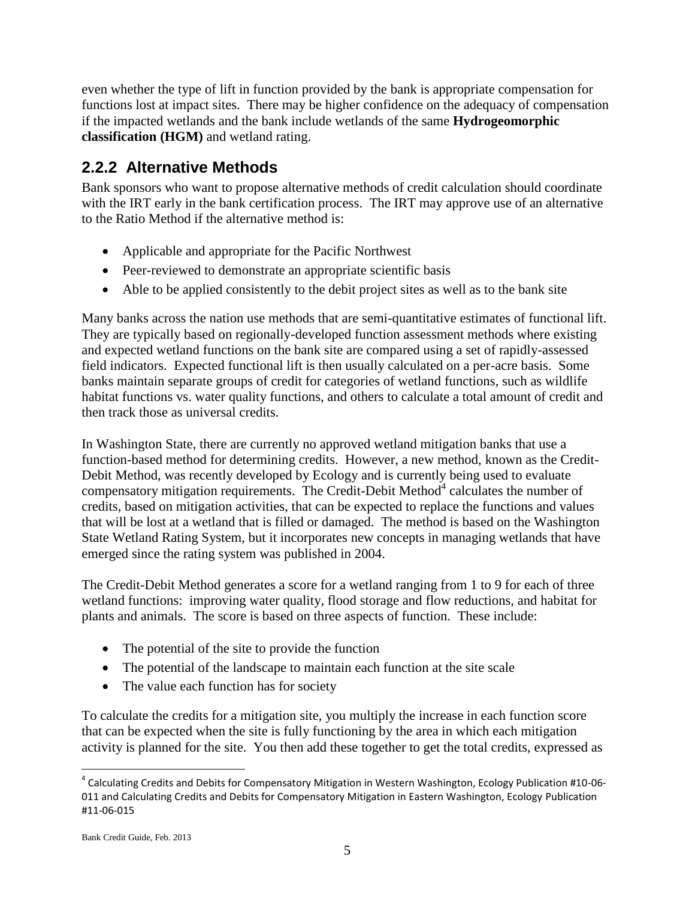even whether the type of lift in function provided by the bank is appropriate compensation for functions lost at impact sites. There may be higher confidence on the adequacy of compensation if the impacted wetlands and the bank include wetlands of the same **Hydrogeomorphic classification (HGM)** and wetland rating.

### 2.2.2 Alternative Methods

Bank sponsors who want to propose alternative methods of credit calculation should coordinate with the IRT early in the bank certification process. The IRT may approve use of an alternative to the Ratio Method if the alternative method is:

- Applicable and appropriate for the Pacific Northwest
- Peer-reviewed to demonstrate an appropriate scientific basis
- Able to be applied consistently to the debit project sites as well as to the bank site

Many banks across the nation use methods that are semi-quantitative estimates of functional lift. They are typically based on regionally-developed function assessment methods where existing and expected wetland functions on the bank site are compared using a set of rapidly-assessed field indicators. Expected functional lift is then usually calculated on a per-acre basis. Some banks maintain separate groups of credit for categories of wetland functions, such as wildlife habitat functions vs. water quality functions, and others to calculate a total amount of credit and then track those as universal credits.

In Washington State, there are currently no approved wetland mitigation banks that use a function-based method for determining credits. However, a new method, known as the Credit-Debit Method, was recently developed by Ecology and is currently being used to evaluate compensatory mitigation requirements. The Credit-Debit Method[4] calculates the number of credits, based on mitigation activities, that can be expected to replace the functions and values that will be lost at a wetland that is filled or damaged. The method is based on the Washington State Wetland Rating System, but it incorporates new concepts in managing wetlands that have emerged since the rating system was published in 2004.

The Credit-Debit Method generates a score for a wetland ranging from 1 to 9 for each of three wetland functions: improving water quality, flood storage and flow reductions, and habitat for plants and animals. The score is based on three aspects of function. These include:

- The potential of the site to provide the function
- The potential of the landscape to maintain each function at the site scale
- The value each function has for society

To calculate the credits for a mitigation site, you multiply the increase in each function score that can be expected when the site is fully functioning by the area in which each mitigation activity is planned for the site. You then add these together to get the total credits, expressed as

[4] Calculating Credits and Debits for Compensatory Mitigation in Western Washington, Ecology Publication #10-06-011 and Calculating Credits and Debits for Compensatory Mitigation in Eastern Washington, Ecology Publication #11-06-015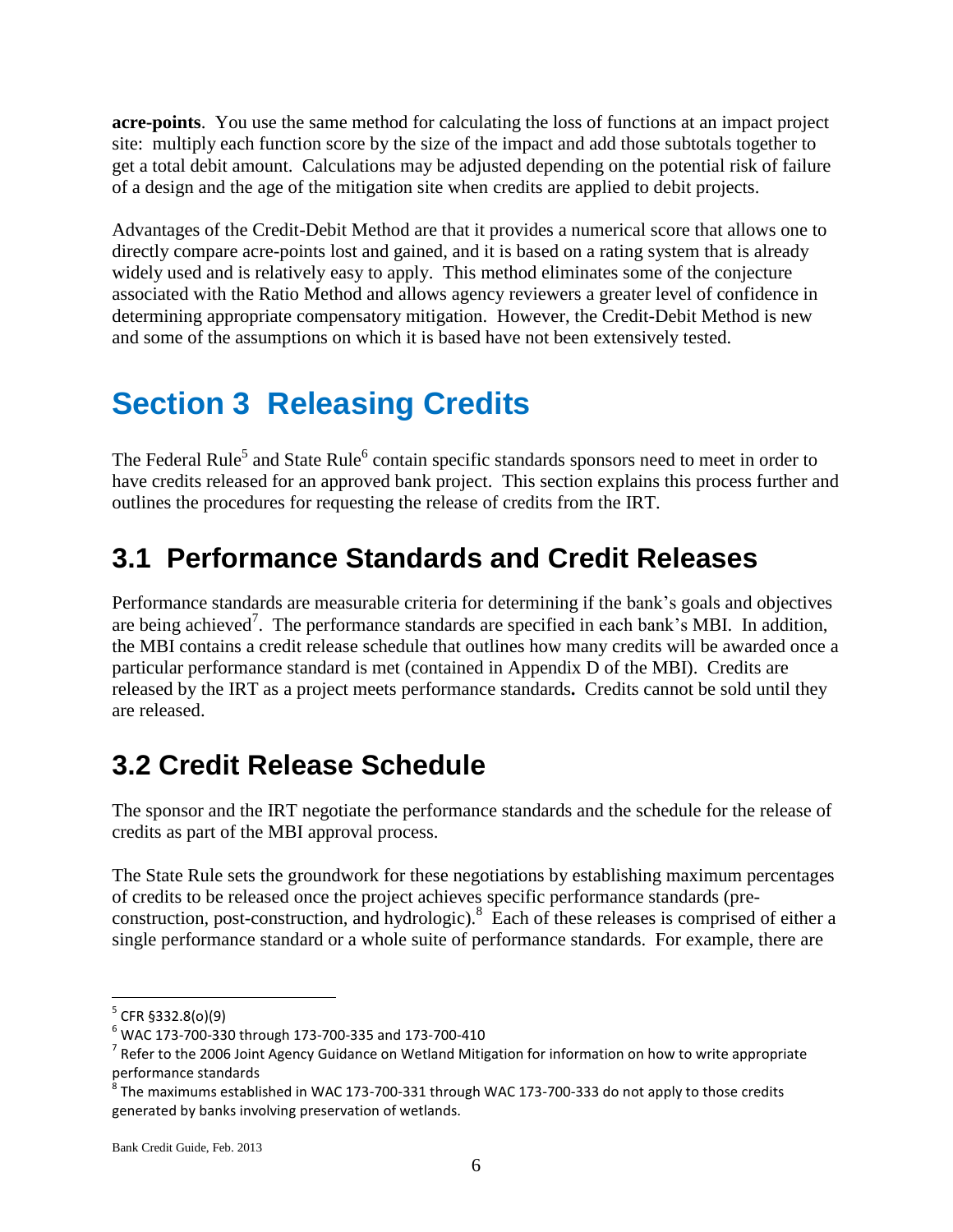**acre-points**. You use the same method for calculating the loss of functions at an impact project site: multiply each function score by the size of the impact and add those subtotals together to get a total debit amount. Calculations may be adjusted depending on the potential risk of failure of a design and the age of the mitigation site when credits are applied to debit projects.

Advantages of the Credit-Debit Method are that it provides a numerical score that allows one to directly compare acre-points lost and gained, and it is based on a rating system that is already widely used and is relatively easy to apply. This method eliminates some of the conjecture associated with the Ratio Method and allows agency reviewers a greater level of confidence in determining appropriate compensatory mitigation. However, the Credit-Debit Method is new and some of the assumptions on which it is based have not been extensively tested.

# Section 3 Releasing Credits

The Federal Rule[5] and State Rule[6] contain specific standards sponsors need to meet in order to have credits released for an approved bank project. This section explains this process further and outlines the procedures for requesting the release of credits from the IRT.

## 3.1 Performance Standards and Credit Releases

Performance standards are measurable criteria for determining if the bank's goals and objectives are being achieved[7]. The performance standards are specified in each bank's MBI. In addition, the MBI contains a credit release schedule that outlines how many credits will be awarded once a particular performance standard is met (contained in Appendix D of the MBI). Credits are released by the IRT as a project meets performance standards**.** Credits cannot be sold until they are released.

## 3.2 Credit Release Schedule

The sponsor and the IRT negotiate the performance standards and the schedule for the release of credits as part of the MBI approval process.

The State Rule sets the groundwork for these negotiations by establishing maximum percentages of credits to be released once the project achieves specific performance standards (pre-construction, post-construction, and hydrologic).[8] Each of these releases is comprised of either a single performance standard or a whole suite of performance standards. For example, there are

---

[5] CFR §332.8(o)(9)

[6] WAC 173-700-330 through 173-700-335 and 173-700-410

[7] Refer to the 2006 Joint Agency Guidance on Wetland Mitigation for information on how to write appropriate performance standards

[8] The maximums established in WAC 173-700-331 through WAC 173-700-333 do not apply to those credits generated by banks involving preservation of wetlands.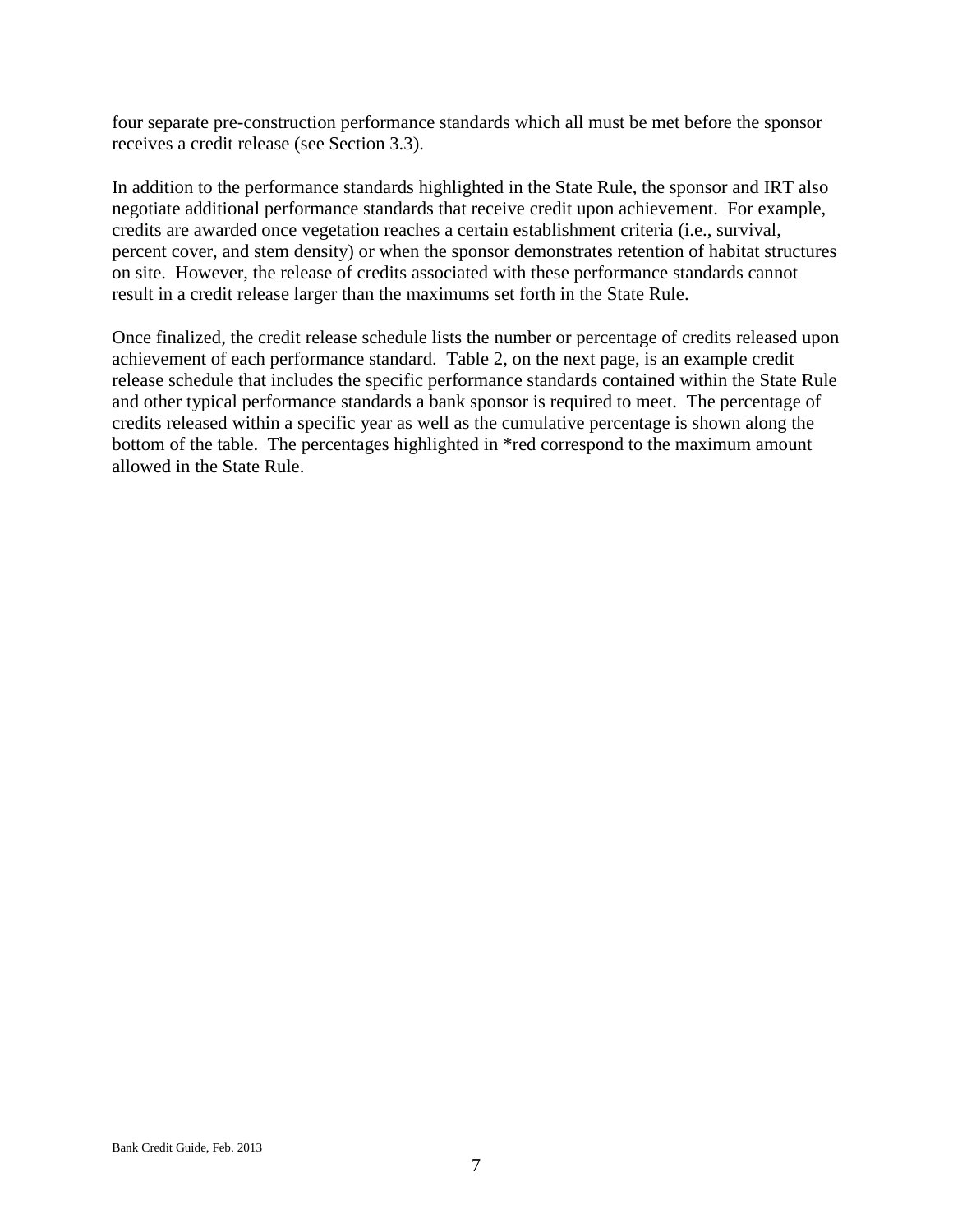four separate pre-construction performance standards which all must be met before the sponsor receives a credit release (see Section 3.3).

In addition to the performance standards highlighted in the State Rule, the sponsor and IRT also negotiate additional performance standards that receive credit upon achievement. For example, credits are awarded once vegetation reaches a certain establishment criteria (i.e., survival, percent cover, and stem density) or when the sponsor demonstrates retention of habitat structures on site. However, the release of credits associated with these performance standards cannot result in a credit release larger than the maximums set forth in the State Rule.

Once finalized, the credit release schedule lists the number or percentage of credits released upon achievement of each performance standard. Table 2, on the next page, is an example credit release schedule that includes the specific performance standards contained within the State Rule and other typical performance standards a bank sponsor is required to meet. The percentage of credits released within a specific year as well as the cumulative percentage is shown along the bottom of the table. The percentages highlighted in *red correspond to the maximum amount allowed in the State Rule.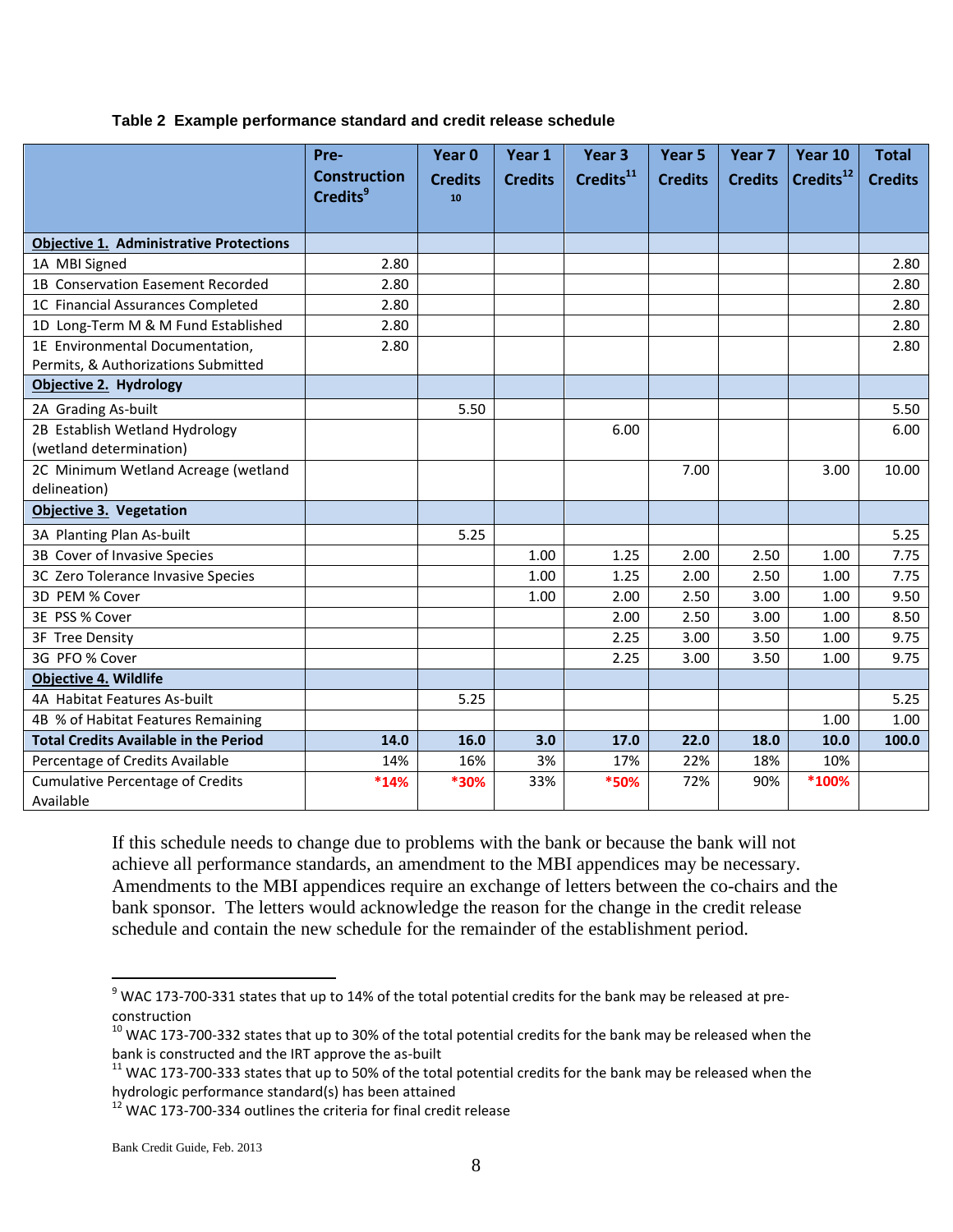**Table 2 Example performance standard and credit release schedule**

| | Pre-Construction Credits[9] | Year 0 Credits[10] | Year 1 Credits | Year 3 Credits[11] | Year 5 Credits | Year 7 Credits | Year 10 Credits[12] | Total Credits |
|---|---|---|---|---|---|---|---|---|
| **Objective 1. Administrative Protections** | | | | | | | | |
| 1A MBI Signed | 2.80 | | | | | | | 2.80 |
| 1B Conservation Easement Recorded | 2.80 | | | | | | | 2.80 |
| 1C Financial Assurances Completed | 2.80 | | | | | | | 2.80 |
| 1D Long-Term M & M Fund Established | 2.80 | | | | | | | 2.80 |
| 1E Environmental Documentation, Permits, & Authorizations Submitted | 2.80 | | | | | | | 2.80 |
| **Objective 2. Hydrology** | | | | | | | | |
| 2A Grading As-built | | 5.50 | | | | | | 5.50 |
| 2B Establish Wetland Hydrology (wetland determination) | | | | 6.00 | | | | 6.00 |
| 2C Minimum Wetland Acreage (wetland delineation) | | | | | 7.00 | | 3.00 | 10.00 |
| **Objective 3. Vegetation** | | | | | | | | |
| 3A Planting Plan As-built | | 5.25 | | | | | | 5.25 |
| 3B Cover of Invasive Species | | | 1.00 | 1.25 | 2.00 | 2.50 | 1.00 | 7.75 |
| 3C Zero Tolerance Invasive Species | | | 1.00 | 1.25 | 2.00 | 2.50 | 1.00 | 7.75 |
| 3D PEM % Cover | | | 1.00 | 2.00 | 2.50 | 3.00 | 1.00 | 9.50 |
| 3E PSS % Cover | | | | 2.00 | 2.50 | 3.00 | 1.00 | 8.50 |
| 3F Tree Density | | | | 2.25 | 3.00 | 3.50 | 1.00 | 9.75 |
| 3G PFO % Cover | | | | 2.25 | 3.00 | 3.50 | 1.00 | 9.75 |
| **Objective 4. Wildlife** | | | | | | | | |
| 4A Habitat Features As-built | | 5.25 | | | | | | 5.25 |
| 4B % of Habitat Features Remaining | | | | | | | 1.00 | 1.00 |
| **Total Credits Available in the Period** | **14.0** | **16.0** | **3.0** | **17.0** | **22.0** | **18.0** | **10.0** | **100.0** |
| Percentage of Credits Available | 14% | 16% | 3% | 17% | 22% | 18% | 10% | |
| Cumulative Percentage of Credits Available | *14% | *30% | 33% | *50% | 72% | 90% | *100% | |

If this schedule needs to change due to problems with the bank or because the bank will not achieve all performance standards, an amendment to the MBI appendices may be necessary. Amendments to the MBI appendices require an exchange of letters between the co-chairs and the bank sponsor. The letters would acknowledge the reason for the change in the credit release schedule and contain the new schedule for the remainder of the establishment period.

---

[9] WAC 173-700-331 states that up to 14% of the total potential credits for the bank may be released at pre-construction

[10] WAC 173-700-332 states that up to 30% of the total potential credits for the bank may be released when the bank is constructed and the IRT approve the as-built

[11] WAC 173-700-333 states that up to 50% of the total potential credits for the bank may be released when the hydrologic performance standard(s) has been attained

[12] WAC 173-700-334 outlines the criteria for final credit release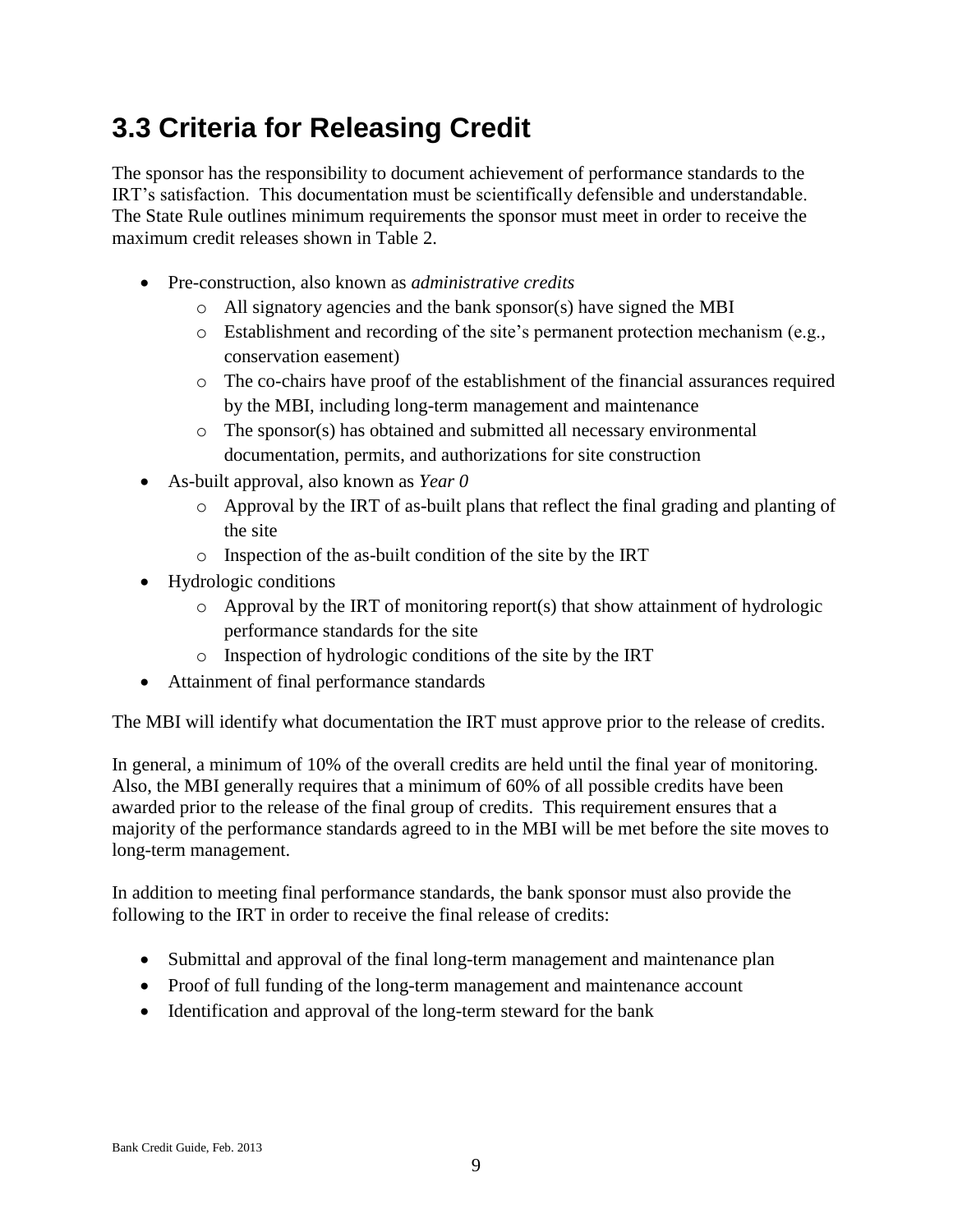## 3.3 Criteria for Releasing Credit

The sponsor has the responsibility to document achievement of performance standards to the IRT's satisfaction. This documentation must be scientifically defensible and understandable. The State Rule outlines minimum requirements the sponsor must meet in order to receive the maximum credit releases shown in Table 2.

- Pre-construction, also known as *administrative credits*
  - All signatory agencies and the bank sponsor(s) have signed the MBI
  - Establishment and recording of the site's permanent protection mechanism (e.g., conservation easement)
  - The co-chairs have proof of the establishment of the financial assurances required by the MBI, including long-term management and maintenance
  - The sponsor(s) has obtained and submitted all necessary environmental documentation, permits, and authorizations for site construction
- As-built approval, also known as *Year 0*
  - Approval by the IRT of as-built plans that reflect the final grading and planting of the site
  - Inspection of the as-built condition of the site by the IRT
- Hydrologic conditions
  - Approval by the IRT of monitoring report(s) that show attainment of hydrologic performance standards for the site
  - Inspection of hydrologic conditions of the site by the IRT
- Attainment of final performance standards

The MBI will identify what documentation the IRT must approve prior to the release of credits.

In general, a minimum of 10% of the overall credits are held until the final year of monitoring. Also, the MBI generally requires that a minimum of 60% of all possible credits have been awarded prior to the release of the final group of credits. This requirement ensures that a majority of the performance standards agreed to in the MBI will be met before the site moves to long-term management.

In addition to meeting final performance standards, the bank sponsor must also provide the following to the IRT in order to receive the final release of credits:

- Submittal and approval of the final long-term management and maintenance plan
- Proof of full funding of the long-term management and maintenance account
- Identification and approval of the long-term steward for the bank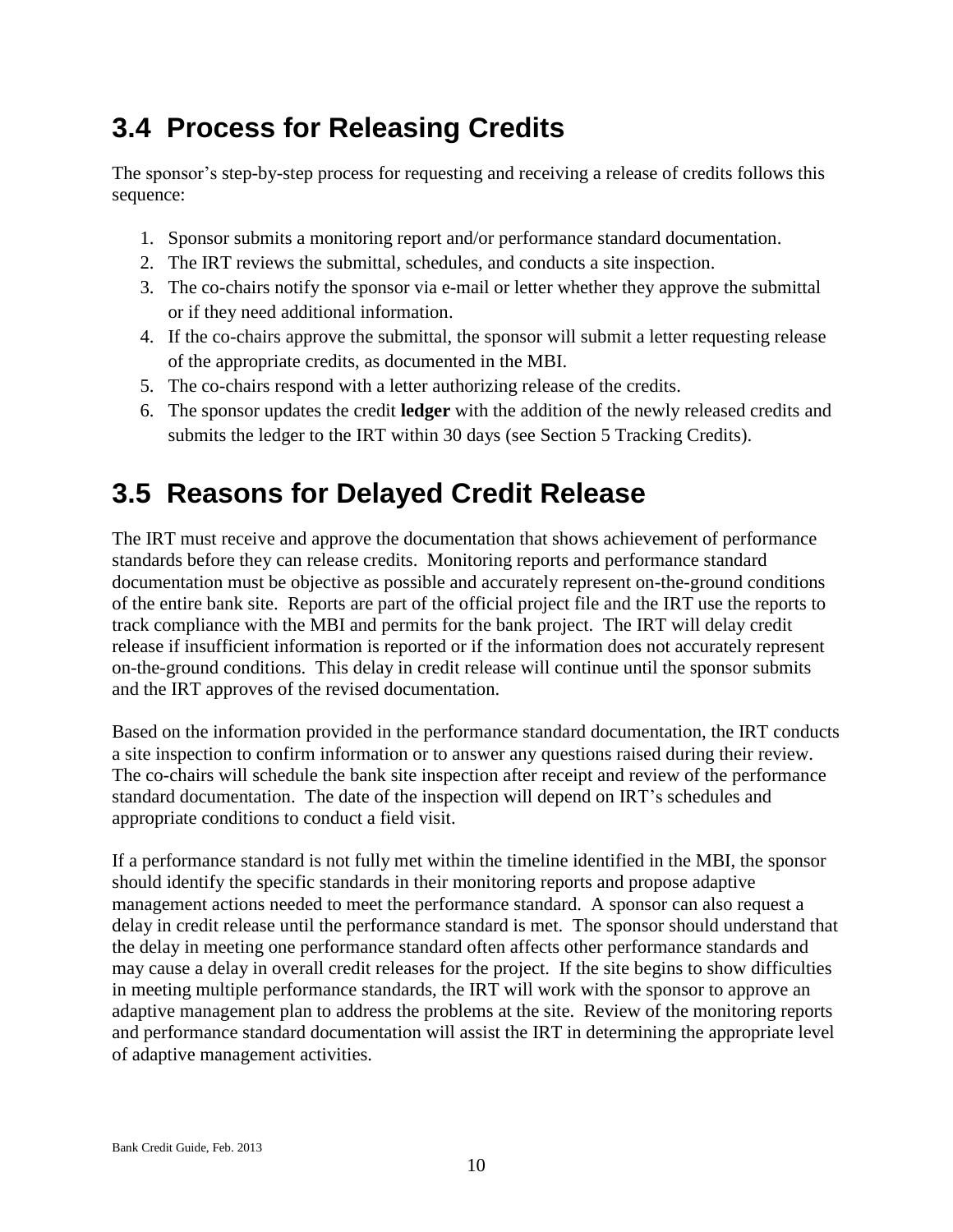## 3.4 Process for Releasing Credits

The sponsor's step-by-step process for requesting and receiving a release of credits follows this sequence:

1. Sponsor submits a monitoring report and/or performance standard documentation.
2. The IRT reviews the submittal, schedules, and conducts a site inspection.
3. The co-chairs notify the sponsor via e-mail or letter whether they approve the submittal or if they need additional information.
4. If the co-chairs approve the submittal, the sponsor will submit a letter requesting release of the appropriate credits, as documented in the MBI.
5. The co-chairs respond with a letter authorizing release of the credits.
6. The sponsor updates the credit **ledger** with the addition of the newly released credits and submits the ledger to the IRT within 30 days (see Section 5 Tracking Credits).

## 3.5 Reasons for Delayed Credit Release

The IRT must receive and approve the documentation that shows achievement of performance standards before they can release credits. Monitoring reports and performance standard documentation must be objective as possible and accurately represent on-the-ground conditions of the entire bank site. Reports are part of the official project file and the IRT use the reports to track compliance with the MBI and permits for the bank project. The IRT will delay credit release if insufficient information is reported or if the information does not accurately represent on-the-ground conditions. This delay in credit release will continue until the sponsor submits and the IRT approves of the revised documentation.

Based on the information provided in the performance standard documentation, the IRT conducts a site inspection to confirm information or to answer any questions raised during their review. The co-chairs will schedule the bank site inspection after receipt and review of the performance standard documentation. The date of the inspection will depend on IRT's schedules and appropriate conditions to conduct a field visit.

If a performance standard is not fully met within the timeline identified in the MBI, the sponsor should identify the specific standards in their monitoring reports and propose adaptive management actions needed to meet the performance standard. A sponsor can also request a delay in credit release until the performance standard is met. The sponsor should understand that the delay in meeting one performance standard often affects other performance standards and may cause a delay in overall credit releases for the project. If the site begins to show difficulties in meeting multiple performance standards, the IRT will work with the sponsor to approve an adaptive management plan to address the problems at the site. Review of the monitoring reports and performance standard documentation will assist the IRT in determining the appropriate level of adaptive management activities.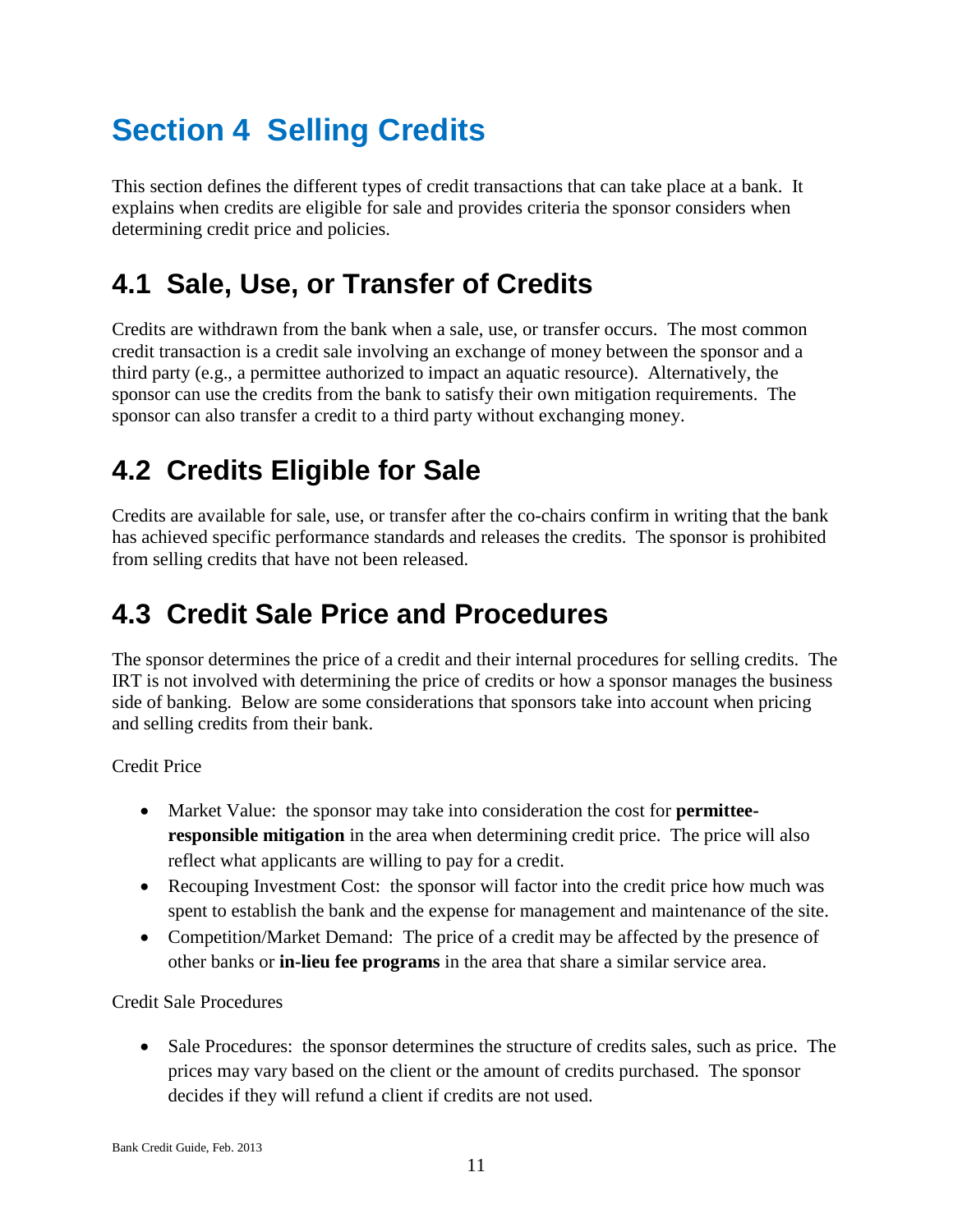# Section 4 Selling Credits

This section defines the different types of credit transactions that can take place at a bank. It explains when credits are eligible for sale and provides criteria the sponsor considers when determining credit price and policies.

## 4.1 Sale, Use, or Transfer of Credits

Credits are withdrawn from the bank when a sale, use, or transfer occurs. The most common credit transaction is a credit sale involving an exchange of money between the sponsor and a third party (e.g., a permittee authorized to impact an aquatic resource). Alternatively, the sponsor can use the credits from the bank to satisfy their own mitigation requirements. The sponsor can also transfer a credit to a third party without exchanging money.

## 4.2 Credits Eligible for Sale

Credits are available for sale, use, or transfer after the co-chairs confirm in writing that the bank has achieved specific performance standards and releases the credits. The sponsor is prohibited from selling credits that have not been released.

## 4.3 Credit Sale Price and Procedures

The sponsor determines the price of a credit and their internal procedures for selling credits. The IRT is not involved with determining the price of credits or how a sponsor manages the business side of banking. Below are some considerations that sponsors take into account when pricing and selling credits from their bank.

Credit Price

- Market Value: the sponsor may take into consideration the cost for **permittee-responsible mitigation** in the area when determining credit price. The price will also reflect what applicants are willing to pay for a credit.
- Recouping Investment Cost: the sponsor will factor into the credit price how much was spent to establish the bank and the expense for management and maintenance of the site.
- Competition/Market Demand: The price of a credit may be affected by the presence of other banks or **in-lieu fee programs** in the area that share a similar service area.

Credit Sale Procedures

- Sale Procedures: the sponsor determines the structure of credits sales, such as price. The prices may vary based on the client or the amount of credits purchased. The sponsor decides if they will refund a client if credits are not used.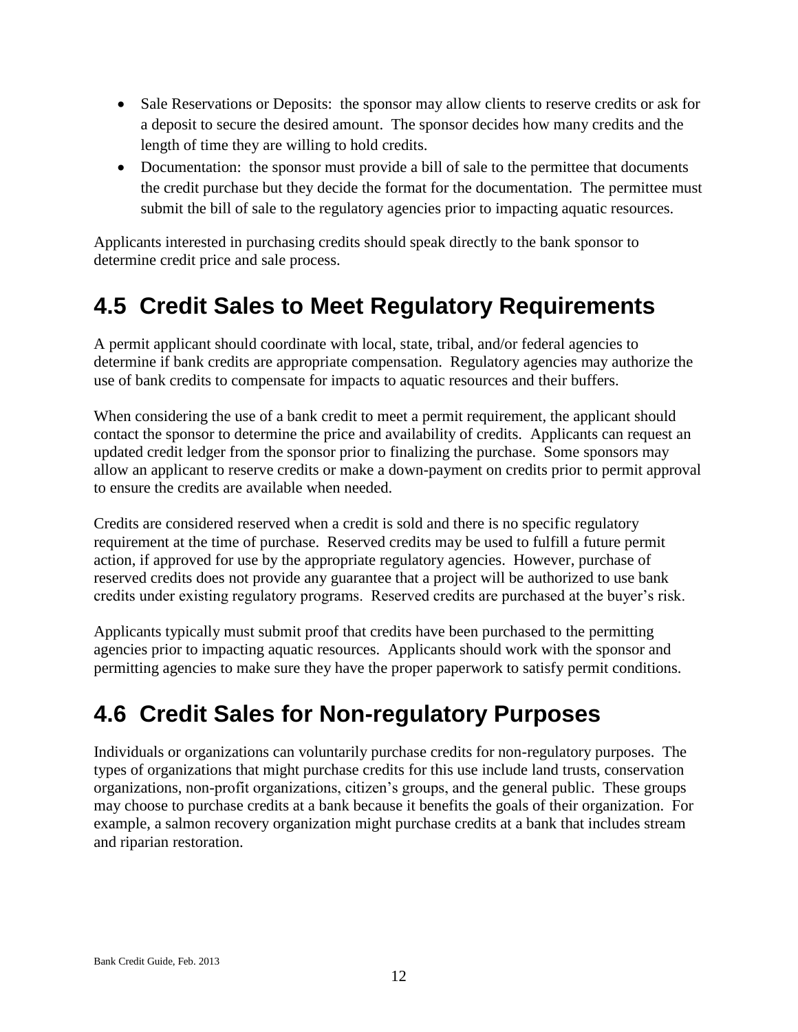- Sale Reservations or Deposits: the sponsor may allow clients to reserve credits or ask for a deposit to secure the desired amount. The sponsor decides how many credits and the length of time they are willing to hold credits.
- Documentation: the sponsor must provide a bill of sale to the permittee that documents the credit purchase but they decide the format for the documentation. The permittee must submit the bill of sale to the regulatory agencies prior to impacting aquatic resources.

Applicants interested in purchasing credits should speak directly to the bank sponsor to determine credit price and sale process.

## 4.5 Credit Sales to Meet Regulatory Requirements

A permit applicant should coordinate with local, state, tribal, and/or federal agencies to determine if bank credits are appropriate compensation. Regulatory agencies may authorize the use of bank credits to compensate for impacts to aquatic resources and their buffers.

When considering the use of a bank credit to meet a permit requirement, the applicant should contact the sponsor to determine the price and availability of credits. Applicants can request an updated credit ledger from the sponsor prior to finalizing the purchase. Some sponsors may allow an applicant to reserve credits or make a down-payment on credits prior to permit approval to ensure the credits are available when needed.

Credits are considered reserved when a credit is sold and there is no specific regulatory requirement at the time of purchase. Reserved credits may be used to fulfill a future permit action, if approved for use by the appropriate regulatory agencies. However, purchase of reserved credits does not provide any guarantee that a project will be authorized to use bank credits under existing regulatory programs. Reserved credits are purchased at the buyer's risk.

Applicants typically must submit proof that credits have been purchased to the permitting agencies prior to impacting aquatic resources. Applicants should work with the sponsor and permitting agencies to make sure they have the proper paperwork to satisfy permit conditions.

## 4.6 Credit Sales for Non-regulatory Purposes

Individuals or organizations can voluntarily purchase credits for non-regulatory purposes. The types of organizations that might purchase credits for this use include land trusts, conservation organizations, non-profit organizations, citizen's groups, and the general public. These groups may choose to purchase credits at a bank because it benefits the goals of their organization. For example, a salmon recovery organization might purchase credits at a bank that includes stream and riparian restoration.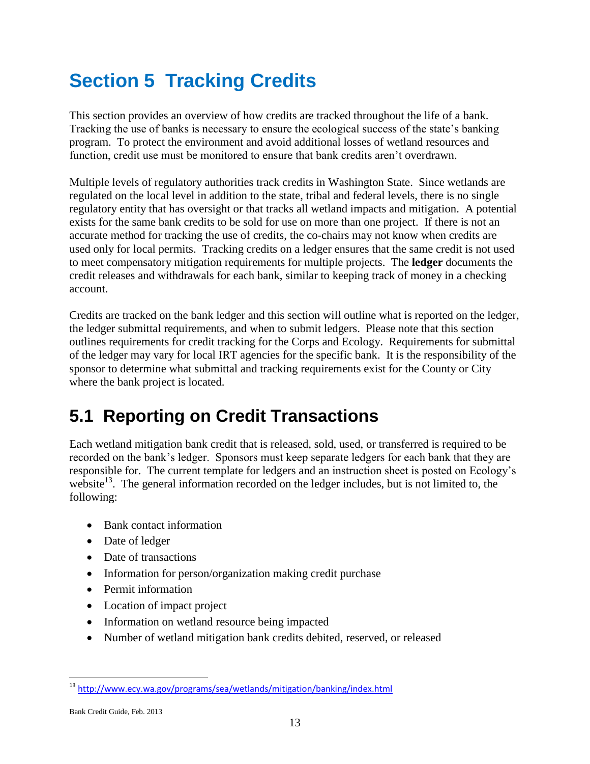# Section 5 Tracking Credits

This section provides an overview of how credits are tracked throughout the life of a bank. Tracking the use of banks is necessary to ensure the ecological success of the state's banking program. To protect the environment and avoid additional losses of wetland resources and function, credit use must be monitored to ensure that bank credits aren't overdrawn.

Multiple levels of regulatory authorities track credits in Washington State. Since wetlands are regulated on the local level in addition to the state, tribal and federal levels, there is no single regulatory entity that has oversight or that tracks all wetland impacts and mitigation. A potential exists for the same bank credits to be sold for use on more than one project. If there is not an accurate method for tracking the use of credits, the co-chairs may not know when credits are used only for local permits. Tracking credits on a ledger ensures that the same credit is not used to meet compensatory mitigation requirements for multiple projects. The **ledger** documents the credit releases and withdrawals for each bank, similar to keeping track of money in a checking account.

Credits are tracked on the bank ledger and this section will outline what is reported on the ledger, the ledger submittal requirements, and when to submit ledgers. Please note that this section outlines requirements for credit tracking for the Corps and Ecology. Requirements for submittal of the ledger may vary for local IRT agencies for the specific bank. It is the responsibility of the sponsor to determine what submittal and tracking requirements exist for the County or City where the bank project is located.

## 5.1 Reporting on Credit Transactions

Each wetland mitigation bank credit that is released, sold, used, or transferred is required to be recorded on the bank's ledger. Sponsors must keep separate ledgers for each bank that they are responsible for. The current template for ledgers and an instruction sheet is posted on Ecology's website[13]. The general information recorded on the ledger includes, but is not limited to, the following:

- Bank contact information
- Date of ledger
- Date of transactions
- Information for person/organization making credit purchase
- Permit information
- Location of impact project
- Information on wetland resource being impacted
- Number of wetland mitigation bank credits debited, reserved, or released

[13] http://www.ecy.wa.gov/programs/sea/wetlands/mitigation/banking/index.html

Bank Credit Guide, Feb. 2013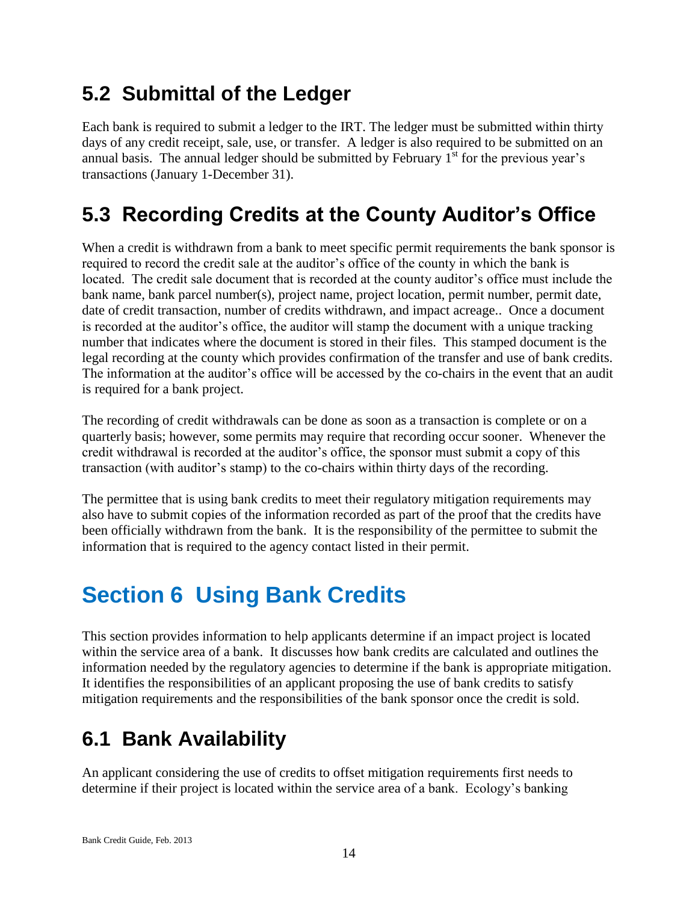## 5.2 Submittal of the Ledger

Each bank is required to submit a ledger to the IRT. The ledger must be submitted within thirty days of any credit receipt, sale, use, or transfer. A ledger is also required to be submitted on an annual basis. The annual ledger should be submitted by February 1st for the previous year's transactions (January 1-December 31).

## 5.3 Recording Credits at the County Auditor's Office

When a credit is withdrawn from a bank to meet specific permit requirements the bank sponsor is required to record the credit sale at the auditor's office of the county in which the bank is located. The credit sale document that is recorded at the county auditor's office must include the bank name, bank parcel number(s), project name, project location, permit number, permit date, date of credit transaction, number of credits withdrawn, and impact acreage.. Once a document is recorded at the auditor's office, the auditor will stamp the document with a unique tracking number that indicates where the document is stored in their files. This stamped document is the legal recording at the county which provides confirmation of the transfer and use of bank credits. The information at the auditor's office will be accessed by the co-chairs in the event that an audit is required for a bank project.

The recording of credit withdrawals can be done as soon as a transaction is complete or on a quarterly basis; however, some permits may require that recording occur sooner. Whenever the credit withdrawal is recorded at the auditor's office, the sponsor must submit a copy of this transaction (with auditor's stamp) to the co-chairs within thirty days of the recording.

The permittee that is using bank credits to meet their regulatory mitigation requirements may also have to submit copies of the information recorded as part of the proof that the credits have been officially withdrawn from the bank. It is the responsibility of the permittee to submit the information that is required to the agency contact listed in their permit.

# Section 6 Using Bank Credits

This section provides information to help applicants determine if an impact project is located within the service area of a bank. It discusses how bank credits are calculated and outlines the information needed by the regulatory agencies to determine if the bank is appropriate mitigation. It identifies the responsibilities of an applicant proposing the use of bank credits to satisfy mitigation requirements and the responsibilities of the bank sponsor once the credit is sold.

## 6.1 Bank Availability

An applicant considering the use of credits to offset mitigation requirements first needs to determine if their project is located within the service area of a bank. Ecology's banking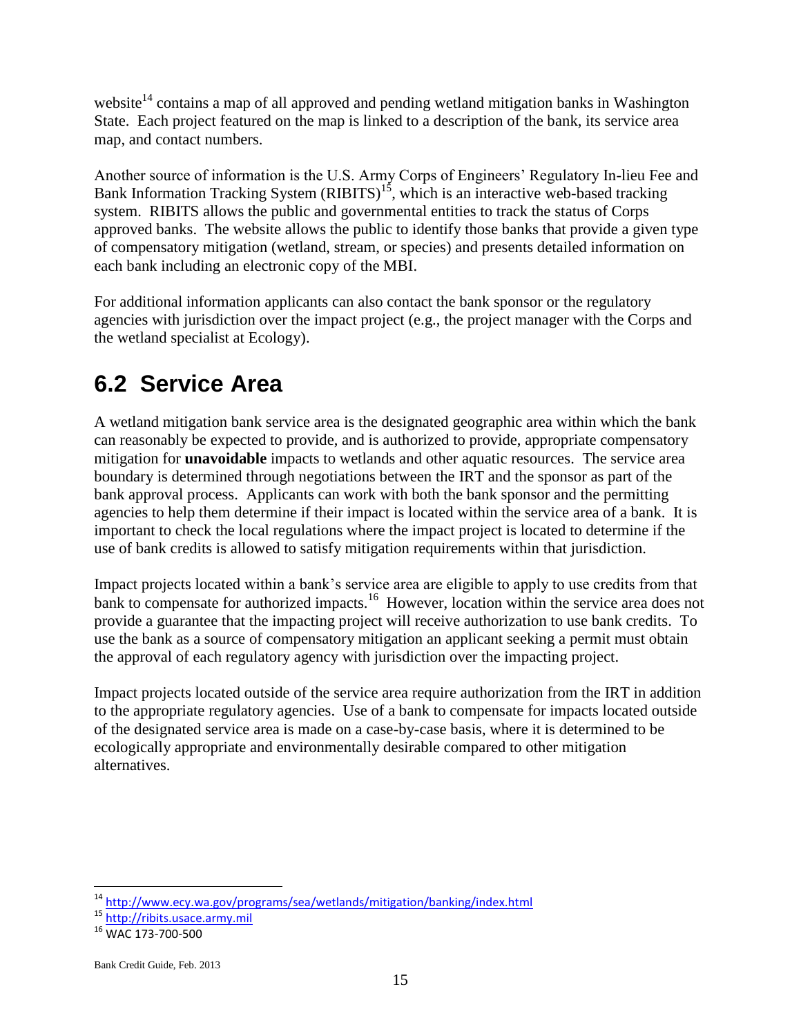website[14] contains a map of all approved and pending wetland mitigation banks in Washington State. Each project featured on the map is linked to a description of the bank, its service area map, and contact numbers.

Another source of information is the U.S. Army Corps of Engineers' Regulatory In-lieu Fee and Bank Information Tracking System (RIBITS)[15], which is an interactive web-based tracking system. RIBITS allows the public and governmental entities to track the status of Corps approved banks. The website allows the public to identify those banks that provide a given type of compensatory mitigation (wetland, stream, or species) and presents detailed information on each bank including an electronic copy of the MBI.

For additional information applicants can also contact the bank sponsor or the regulatory agencies with jurisdiction over the impact project (e.g., the project manager with the Corps and the wetland specialist at Ecology).

## 6.2 Service Area

A wetland mitigation bank service area is the designated geographic area within which the bank can reasonably be expected to provide, and is authorized to provide, appropriate compensatory mitigation for **unavoidable** impacts to wetlands and other aquatic resources. The service area boundary is determined through negotiations between the IRT and the sponsor as part of the bank approval process. Applicants can work with both the bank sponsor and the permitting agencies to help them determine if their impact is located within the service area of a bank. It is important to check the local regulations where the impact project is located to determine if the use of bank credits is allowed to satisfy mitigation requirements within that jurisdiction.

Impact projects located within a bank's service area are eligible to apply to use credits from that bank to compensate for authorized impacts.[16] However, location within the service area does not provide a guarantee that the impacting project will receive authorization to use bank credits. To use the bank as a source of compensatory mitigation an applicant seeking a permit must obtain the approval of each regulatory agency with jurisdiction over the impacting project.

Impact projects located outside of the service area require authorization from the IRT in addition to the appropriate regulatory agencies. Use of a bank to compensate for impacts located outside of the designated service area is made on a case-by-case basis, where it is determined to be ecologically appropriate and environmentally desirable compared to other mitigation alternatives.

---

[14] http://www.ecy.wa.gov/programs/sea/wetlands/mitigation/banking/index.html

[15] http://ribits.usace.army.mil

[16] WAC 173-700-500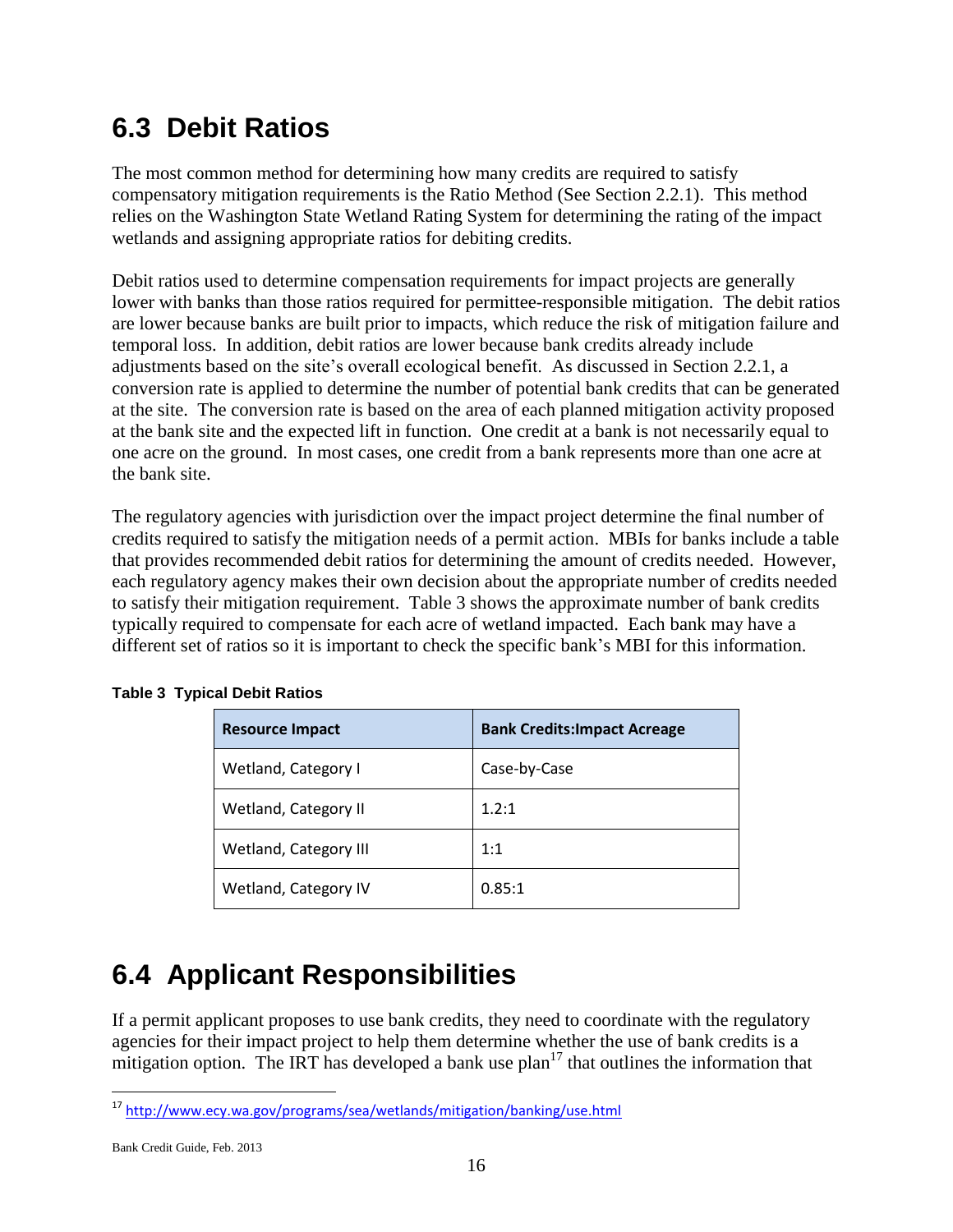## 6.3 Debit Ratios

The most common method for determining how many credits are required to satisfy compensatory mitigation requirements is the Ratio Method (See Section 2.2.1). This method relies on the Washington State Wetland Rating System for determining the rating of the impact wetlands and assigning appropriate ratios for debiting credits.

Debit ratios used to determine compensation requirements for impact projects are generally lower with banks than those ratios required for permittee-responsible mitigation. The debit ratios are lower because banks are built prior to impacts, which reduce the risk of mitigation failure and temporal loss. In addition, debit ratios are lower because bank credits already include adjustments based on the site's overall ecological benefit. As discussed in Section 2.2.1, a conversion rate is applied to determine the number of potential bank credits that can be generated at the site. The conversion rate is based on the area of each planned mitigation activity proposed at the bank site and the expected lift in function. One credit at a bank is not necessarily equal to one acre on the ground. In most cases, one credit from a bank represents more than one acre at the bank site.

The regulatory agencies with jurisdiction over the impact project determine the final number of credits required to satisfy the mitigation needs of a permit action. MBIs for banks include a table that provides recommended debit ratios for determining the amount of credits needed. However, each regulatory agency makes their own decision about the appropriate number of credits needed to satisfy their mitigation requirement. Table 3 shows the approximate number of bank credits typically required to compensate for each acre of wetland impacted. Each bank may have a different set of ratios so it is important to check the specific bank's MBI for this information.

**Table 3 Typical Debit Ratios**

| Resource Impact | Bank Credits:Impact Acreage |
|---|---|
| Wetland, Category I | Case-by-Case |
| Wetland, Category II | 1.2:1 |
| Wetland, Category III | 1:1 |
| Wetland, Category IV | 0.85:1 |

## 6.4 Applicant Responsibilities

If a permit applicant proposes to use bank credits, they need to coordinate with the regulatory agencies for their impact project to help them determine whether the use of bank credits is a mitigation option. The IRT has developed a bank use plan[17] that outlines the information that

[17] http://www.ecy.wa.gov/programs/sea/wetlands/mitigation/banking/use.html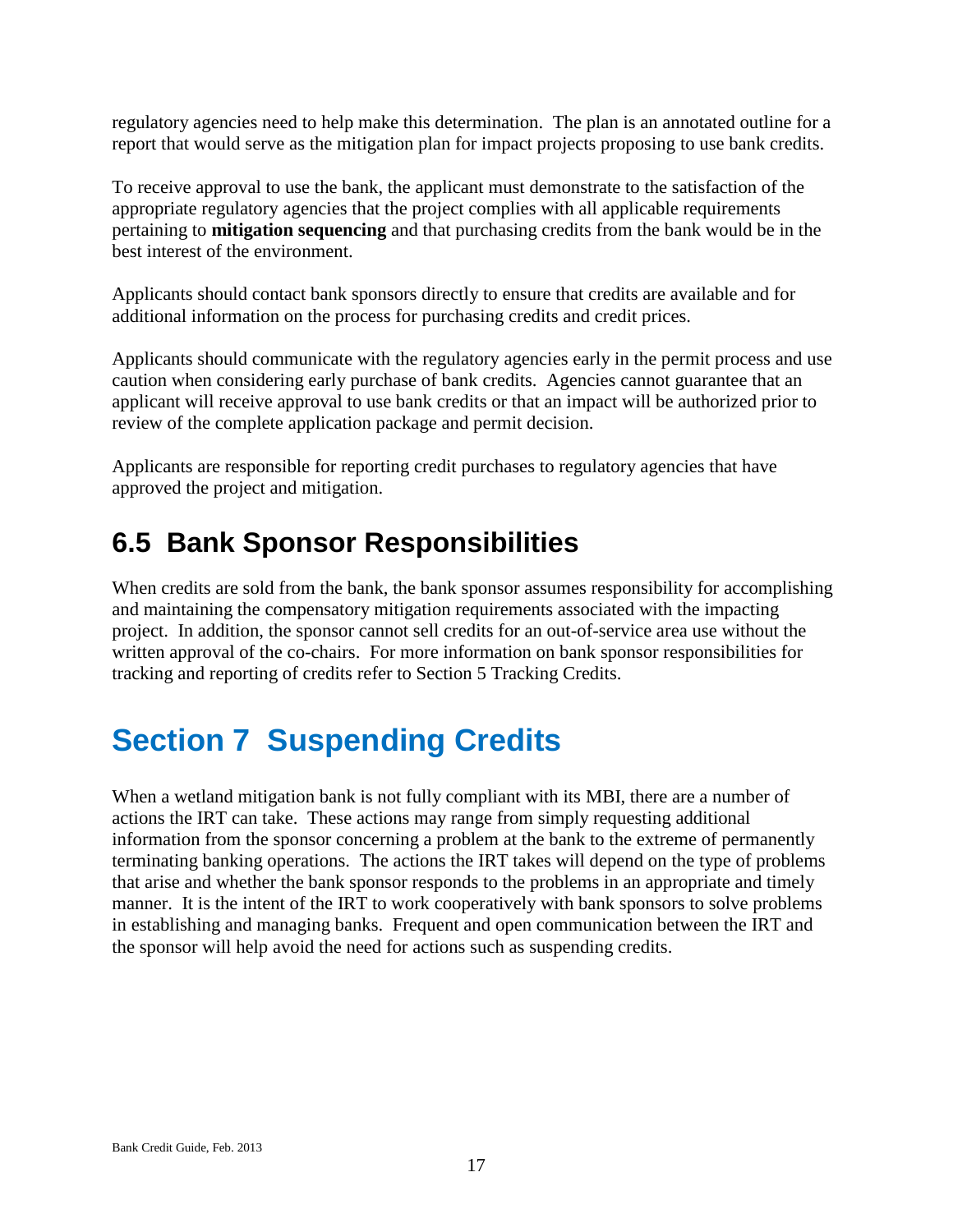regulatory agencies need to help make this determination. The plan is an annotated outline for a report that would serve as the mitigation plan for impact projects proposing to use bank credits.

To receive approval to use the bank, the applicant must demonstrate to the satisfaction of the appropriate regulatory agencies that the project complies with all applicable requirements pertaining to **mitigation sequencing** and that purchasing credits from the bank would be in the best interest of the environment.

Applicants should contact bank sponsors directly to ensure that credits are available and for additional information on the process for purchasing credits and credit prices.

Applicants should communicate with the regulatory agencies early in the permit process and use caution when considering early purchase of bank credits. Agencies cannot guarantee that an applicant will receive approval to use bank credits or that an impact will be authorized prior to review of the complete application package and permit decision.

Applicants are responsible for reporting credit purchases to regulatory agencies that have approved the project and mitigation.

## 6.5 Bank Sponsor Responsibilities

When credits are sold from the bank, the bank sponsor assumes responsibility for accomplishing and maintaining the compensatory mitigation requirements associated with the impacting project. In addition, the sponsor cannot sell credits for an out-of-service area use without the written approval of the co-chairs. For more information on bank sponsor responsibilities for tracking and reporting of credits refer to Section 5 Tracking Credits.

# Section 7 Suspending Credits

When a wetland mitigation bank is not fully compliant with its MBI, there are a number of actions the IRT can take. These actions may range from simply requesting additional information from the sponsor concerning a problem at the bank to the extreme of permanently terminating banking operations. The actions the IRT takes will depend on the type of problems that arise and whether the bank sponsor responds to the problems in an appropriate and timely manner. It is the intent of the IRT to work cooperatively with bank sponsors to solve problems in establishing and managing banks. Frequent and open communication between the IRT and the sponsor will help avoid the need for actions such as suspending credits.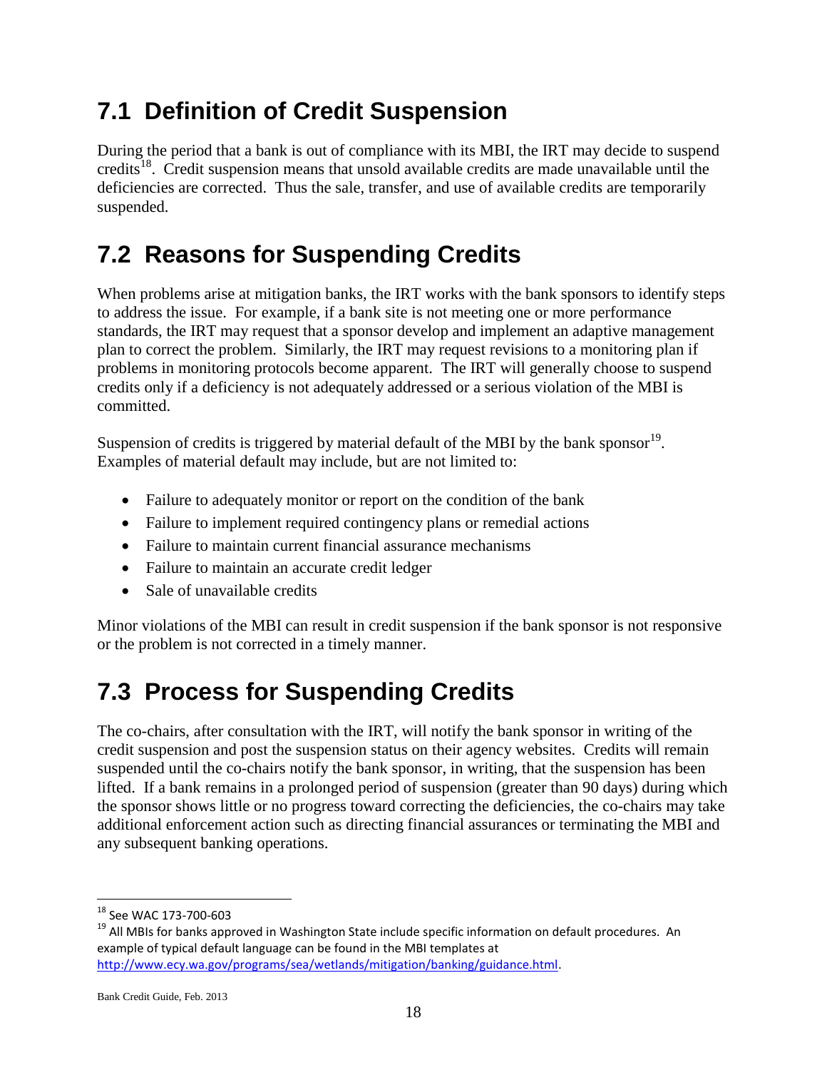## 7.1 Definition of Credit Suspension

During the period that a bank is out of compliance with its MBI, the IRT may decide to suspend credits[18]. Credit suspension means that unsold available credits are made unavailable until the deficiencies are corrected. Thus the sale, transfer, and use of available credits are temporarily suspended.

## 7.2 Reasons for Suspending Credits

When problems arise at mitigation banks, the IRT works with the bank sponsors to identify steps to address the issue. For example, if a bank site is not meeting one or more performance standards, the IRT may request that a sponsor develop and implement an adaptive management plan to correct the problem. Similarly, the IRT may request revisions to a monitoring plan if problems in monitoring protocols become apparent. The IRT will generally choose to suspend credits only if a deficiency is not adequately addressed or a serious violation of the MBI is committed.

Suspension of credits is triggered by material default of the MBI by the bank sponsor[19]. Examples of material default may include, but are not limited to:

- Failure to adequately monitor or report on the condition of the bank
- Failure to implement required contingency plans or remedial actions
- Failure to maintain current financial assurance mechanisms
- Failure to maintain an accurate credit ledger
- Sale of unavailable credits

Minor violations of the MBI can result in credit suspension if the bank sponsor is not responsive or the problem is not corrected in a timely manner.

## 7.3 Process for Suspending Credits

The co-chairs, after consultation with the IRT, will notify the bank sponsor in writing of the credit suspension and post the suspension status on their agency websites. Credits will remain suspended until the co-chairs notify the bank sponsor, in writing, that the suspension has been lifted. If a bank remains in a prolonged period of suspension (greater than 90 days) during which the sponsor shows little or no progress toward correcting the deficiencies, the co-chairs may take additional enforcement action such as directing financial assurances or terminating the MBI and any subsequent banking operations.

---

[18] See WAC 173-700-603

[19] All MBIs for banks approved in Washington State include specific information on default procedures. An example of typical default language can be found in the MBI templates at http://www.ecy.wa.gov/programs/sea/wetlands/mitigation/banking/guidance.html.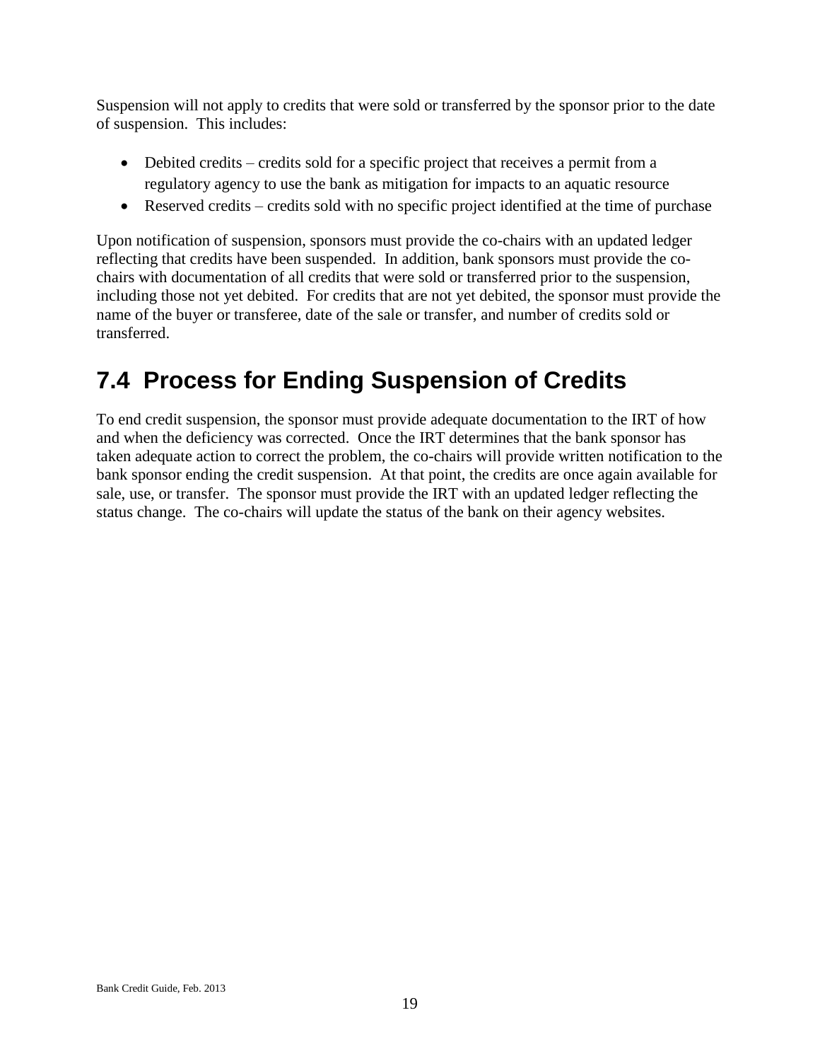Suspension will not apply to credits that were sold or transferred by the sponsor prior to the date of suspension. This includes:

- Debited credits – credits sold for a specific project that receives a permit from a regulatory agency to use the bank as mitigation for impacts to an aquatic resource
- Reserved credits – credits sold with no specific project identified at the time of purchase

Upon notification of suspension, sponsors must provide the co-chairs with an updated ledger reflecting that credits have been suspended. In addition, bank sponsors must provide the co-chairs with documentation of all credits that were sold or transferred prior to the suspension, including those not yet debited. For credits that are not yet debited, the sponsor must provide the name of the buyer or transferee, date of the sale or transfer, and number of credits sold or transferred.

## 7.4 Process for Ending Suspension of Credits

To end credit suspension, the sponsor must provide adequate documentation to the IRT of how and when the deficiency was corrected. Once the IRT determines that the bank sponsor has taken adequate action to correct the problem, the co-chairs will provide written notification to the bank sponsor ending the credit suspension. At that point, the credits are once again available for sale, use, or transfer. The sponsor must provide the IRT with an updated ledger reflecting the status change. The co-chairs will update the status of the bank on their agency websites.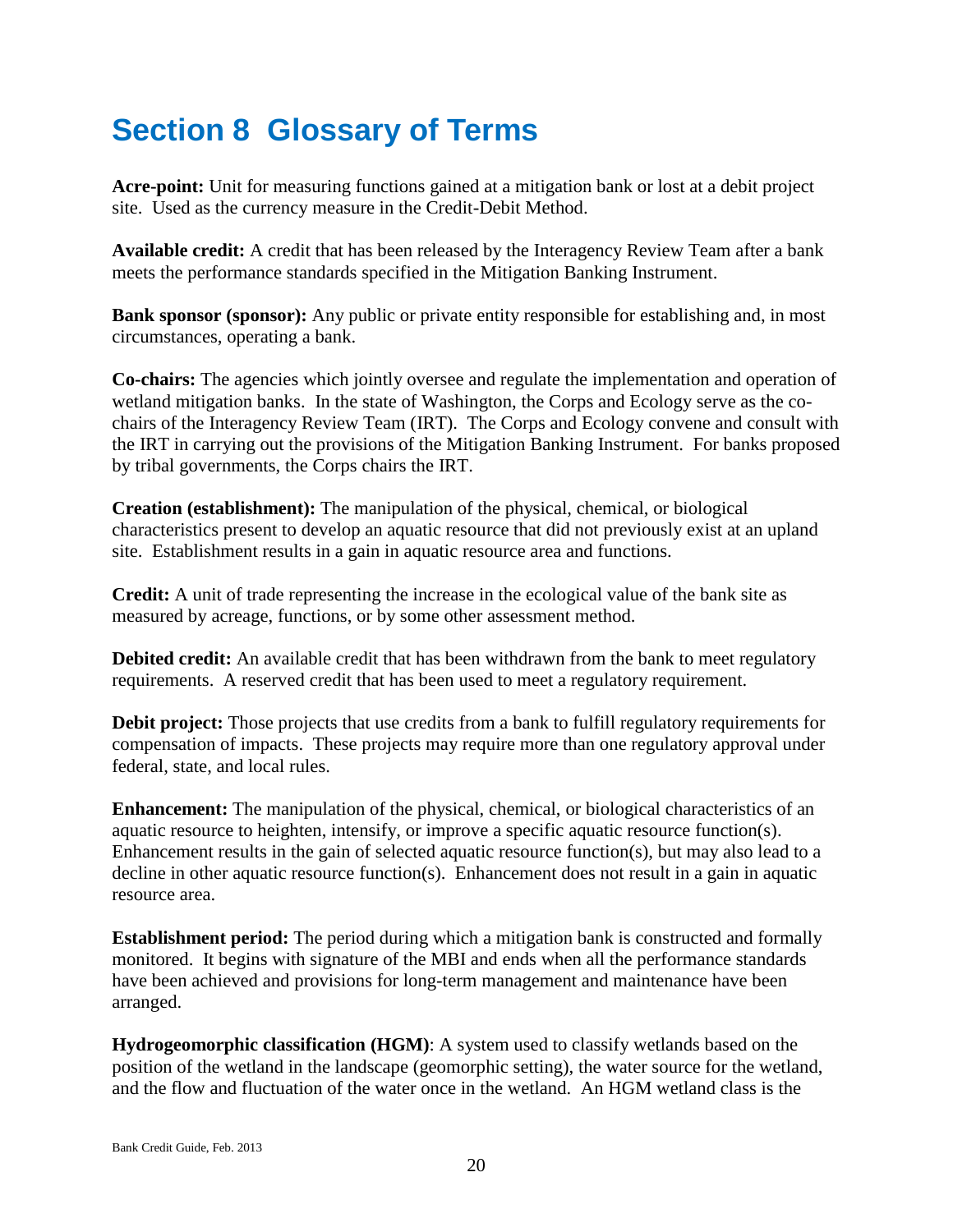# Section 8 Glossary of Terms

**Acre-point:** Unit for measuring functions gained at a mitigation bank or lost at a debit project site. Used as the currency measure in the Credit-Debit Method.

**Available credit:** A credit that has been released by the Interagency Review Team after a bank meets the performance standards specified in the Mitigation Banking Instrument.

**Bank sponsor (sponsor):** Any public or private entity responsible for establishing and, in most circumstances, operating a bank.

**Co-chairs:** The agencies which jointly oversee and regulate the implementation and operation of wetland mitigation banks. In the state of Washington, the Corps and Ecology serve as the co-chairs of the Interagency Review Team (IRT). The Corps and Ecology convene and consult with the IRT in carrying out the provisions of the Mitigation Banking Instrument. For banks proposed by tribal governments, the Corps chairs the IRT.

**Creation (establishment):** The manipulation of the physical, chemical, or biological characteristics present to develop an aquatic resource that did not previously exist at an upland site. Establishment results in a gain in aquatic resource area and functions.

**Credit:** A unit of trade representing the increase in the ecological value of the bank site as measured by acreage, functions, or by some other assessment method.

**Debited credit:** An available credit that has been withdrawn from the bank to meet regulatory requirements. A reserved credit that has been used to meet a regulatory requirement.

**Debit project:** Those projects that use credits from a bank to fulfill regulatory requirements for compensation of impacts. These projects may require more than one regulatory approval under federal, state, and local rules.

**Enhancement:** The manipulation of the physical, chemical, or biological characteristics of an aquatic resource to heighten, intensify, or improve a specific aquatic resource function(s). Enhancement results in the gain of selected aquatic resource function(s), but may also lead to a decline in other aquatic resource function(s). Enhancement does not result in a gain in aquatic resource area.

**Establishment period:** The period during which a mitigation bank is constructed and formally monitored. It begins with signature of the MBI and ends when all the performance standards have been achieved and provisions for long-term management and maintenance have been arranged.

**Hydrogeomorphic classification (HGM)**: A system used to classify wetlands based on the position of the wetland in the landscape (geomorphic setting), the water source for the wetland, and the flow and fluctuation of the water once in the wetland. An HGM wetland class is the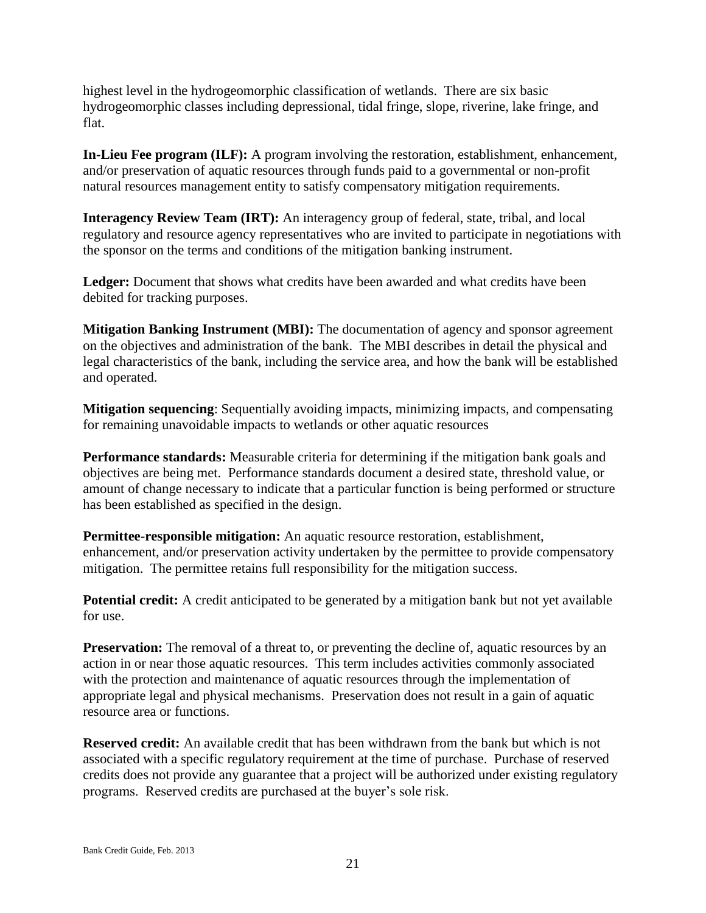highest level in the hydrogeomorphic classification of wetlands. There are six basic hydrogeomorphic classes including depressional, tidal fringe, slope, riverine, lake fringe, and flat.

**In-Lieu Fee program (ILF):** A program involving the restoration, establishment, enhancement, and/or preservation of aquatic resources through funds paid to a governmental or non-profit natural resources management entity to satisfy compensatory mitigation requirements.

**Interagency Review Team (IRT):** An interagency group of federal, state, tribal, and local regulatory and resource agency representatives who are invited to participate in negotiations with the sponsor on the terms and conditions of the mitigation banking instrument.

**Ledger:** Document that shows what credits have been awarded and what credits have been debited for tracking purposes.

**Mitigation Banking Instrument (MBI):** The documentation of agency and sponsor agreement on the objectives and administration of the bank. The MBI describes in detail the physical and legal characteristics of the bank, including the service area, and how the bank will be established and operated.

**Mitigation sequencing**: Sequentially avoiding impacts, minimizing impacts, and compensating for remaining unavoidable impacts to wetlands or other aquatic resources

**Performance standards:** Measurable criteria for determining if the mitigation bank goals and objectives are being met. Performance standards document a desired state, threshold value, or amount of change necessary to indicate that a particular function is being performed or structure has been established as specified in the design.

**Permittee-responsible mitigation:** An aquatic resource restoration, establishment, enhancement, and/or preservation activity undertaken by the permittee to provide compensatory mitigation. The permittee retains full responsibility for the mitigation success.

**Potential credit:** A credit anticipated to be generated by a mitigation bank but not yet available for use.

**Preservation:** The removal of a threat to, or preventing the decline of, aquatic resources by an action in or near those aquatic resources. This term includes activities commonly associated with the protection and maintenance of aquatic resources through the implementation of appropriate legal and physical mechanisms. Preservation does not result in a gain of aquatic resource area or functions.

**Reserved credit:** An available credit that has been withdrawn from the bank but which is not associated with a specific regulatory requirement at the time of purchase. Purchase of reserved credits does not provide any guarantee that a project will be authorized under existing regulatory programs. Reserved credits are purchased at the buyer's sole risk.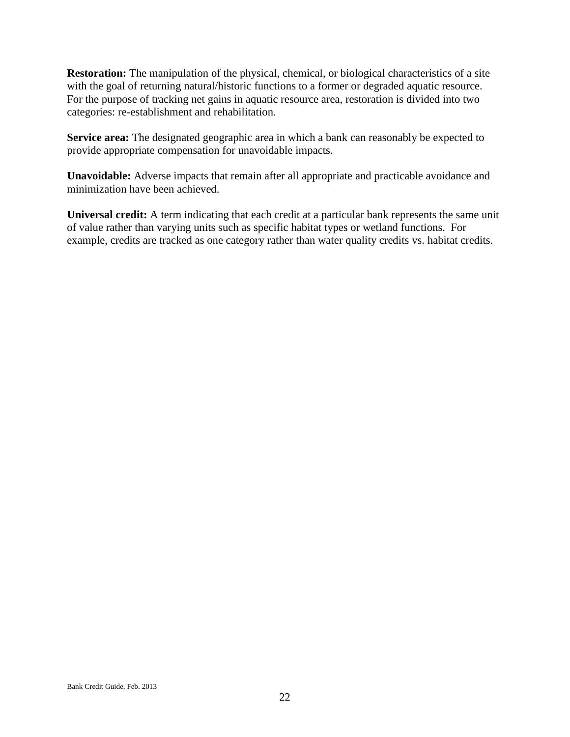**Restoration:** The manipulation of the physical, chemical, or biological characteristics of a site with the goal of returning natural/historic functions to a former or degraded aquatic resource. For the purpose of tracking net gains in aquatic resource area, restoration is divided into two categories: re-establishment and rehabilitation.

**Service area:** The designated geographic area in which a bank can reasonably be expected to provide appropriate compensation for unavoidable impacts.

**Unavoidable:** Adverse impacts that remain after all appropriate and practicable avoidance and minimization have been achieved.

**Universal credit:** A term indicating that each credit at a particular bank represents the same unit of value rather than varying units such as specific habitat types or wetland functions. For example, credits are tracked as one category rather than water quality credits vs. habitat credits.